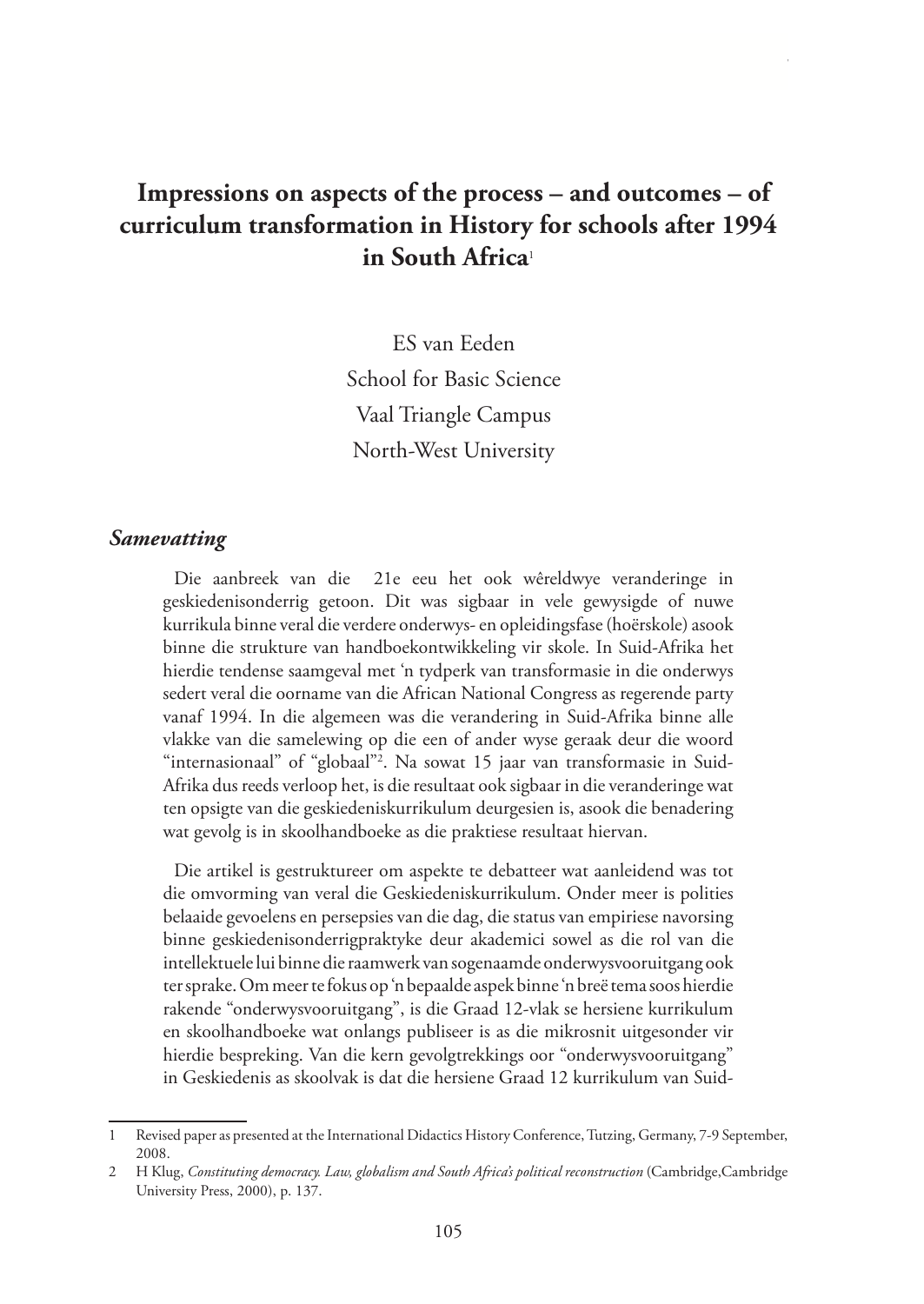# Impressions on aspects of the process – and outcomes – of curriculum transformation in History for schools after 1994 in South Africa[1]

ES van Eeden
School for Basic Science
Vaal Triangle Campus
North-West University

## *Samevatting*

Die aanbreek van die 21e eeu het ook wêreldwye veranderinge in geskiedenisonderrig getoon. Dit was sigbaar in vele gewysigde of nuwe kurrikula binne veral die verdere onderwys- en opleidingsfase (hoërskole) asook binne die strukture van handboekontwikkeling vir skole. In Suid-Afrika het hierdie tendense saamgeval met 'n tydperk van transformasie in die onderwys sedert veral die oorname van die African National Congress as regerende party vanaf 1994. In die algemeen was die verandering in Suid-Afrika binne alle vlakke van die samelewing op die een of ander wyse geraak deur die woord "internasionaal" of "globaal"[2]. Na sowat 15 jaar van transformasie in Suid-Afrika dus reeds verloop het, is die resultaat ook sigbaar in die veranderinge wat ten opsigte van die geskiedeniskurrikulum deurgesien is, asook die benadering wat gevolg is in skoolhandboeke as die praktiese resultaat hiervan.

Die artikel is gestruktureer om aspekte te debatteer wat aanleidend was tot die omvorming van veral die Geskiedeniskurrikulum. Onder meer is polities belaaide gevoelens en persepsies van die dag, die status van empiriese navorsing binne geskiedenisonderrigpraktyke deur akademici sowel as die rol van die intellektuele lui binne die raamwerk van sogenaamde onderwysvooruitgang ook ter sprake. Om meer te fokus op 'n bepaalde aspek binne 'n breë tema soos hierdie rakende "onderwysvooruitgang", is die Graad 12-vlak se hersiene kurrikulum en skoolhandboeke wat onlangs publiseer is as die mikrosnit uitgesonder vir hierdie bespreking. Van die kern gevolgtrekkings oor "onderwysvooruitgang" in Geskiedenis as skoolvak is dat die hersiene Graad 12 kurrikulum van Suid-

---

1 Revised paper as presented at the International Didactics History Conference, Tutzing, Germany, 7-9 September, 2008.

2 H Klug, *Constituting democracy. Law, globalism and South Africa's political reconstruction* (Cambridge,Cambridge University Press, 2000), p. 137.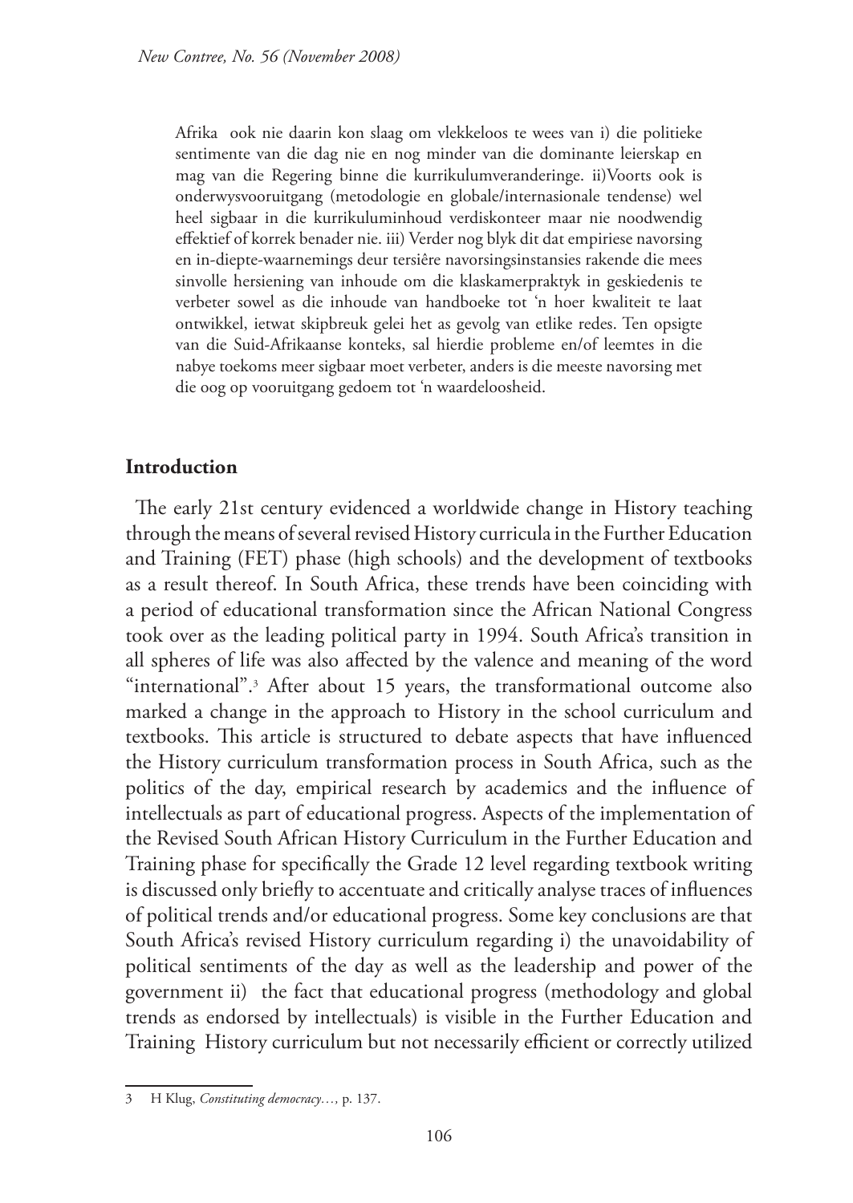Afrika ook nie daarin kon slaag om vlekkeloos te wees van i) die politieke sentimente van die dag nie en nog minder van die dominante leierskap en mag van die Regering binne die kurrikulumveranderinge. ii)Voorts ook is onderwysvooruitgang (metodologie en globale/internasionale tendense) wel heel sigbaar in die kurrikuluminhoud verdiskonteer maar nie noodwendig effektief of korrek benader nie. iii) Verder nog blyk dit dat empiriese navorsing en in-diepte-waarnemings deur tersiêre navorsingsinstansies rakende die mees sinvolle hersiening van inhoude om die klaskamerpraktyk in geskiedenis te verbeter sowel as die inhoude van handboeke tot 'n hoer kwaliteit te laat ontwikkel, ietwat skipbreuk gelei het as gevolg van etlike redes. Ten opsigte van die Suid-Afrikaanse konteks, sal hierdie probleme en/of leemtes in die nabye toekoms meer sigbaar moet verbeter, anders is die meeste navorsing met die oog op vooruitgang gedoem tot 'n waardeloosheid.

## Introduction

The early 21st century evidenced a worldwide change in History teaching through the means of several revised History curricula in the Further Education and Training (FET) phase (high schools) and the development of textbooks as a result thereof. In South Africa, these trends have been coinciding with a period of educational transformation since the African National Congress took over as the leading political party in 1994. South Africa's transition in all spheres of life was also affected by the valence and meaning of the word "international".[3] After about 15 years, the transformational outcome also marked a change in the approach to History in the school curriculum and textbooks. This article is structured to debate aspects that have influenced the History curriculum transformation process in South Africa, such as the politics of the day, empirical research by academics and the influence of intellectuals as part of educational progress. Aspects of the implementation of the Revised South African History Curriculum in the Further Education and Training phase for specifically the Grade 12 level regarding textbook writing is discussed only briefly to accentuate and critically analyse traces of influences of political trends and/or educational progress. Some key conclusions are that South Africa's revised History curriculum regarding i) the unavoidability of political sentiments of the day as well as the leadership and power of the government ii) the fact that educational progress (methodology and global trends as endorsed by intellectuals) is visible in the Further Education and Training History curriculum but not necessarily efficient or correctly utilized

---

3 H Klug, *Constituting democracy…,* p. 137.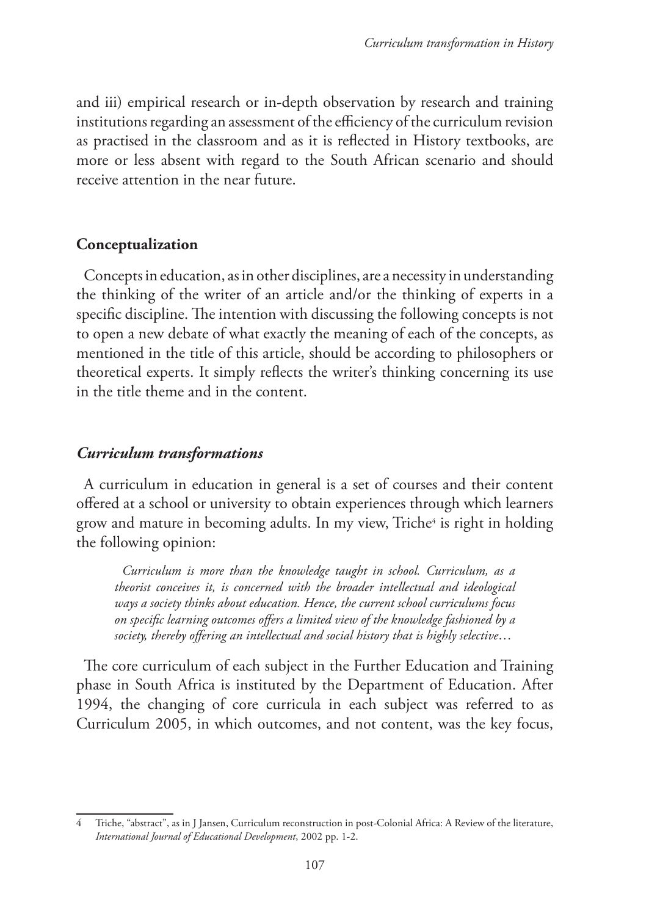and iii) empirical research or in-depth observation by research and training institutions regarding an assessment of the efficiency of the curriculum revision as practised in the classroom and as it is reflected in History textbooks, are more or less absent with regard to the South African scenario and should receive attention in the near future.

## Conceptualization

Concepts in education, as in other disciplines, are a necessity in understanding the thinking of the writer of an article and/or the thinking of experts in a specific discipline. The intention with discussing the following concepts is not to open a new debate of what exactly the meaning of each of the concepts, as mentioned in the title of this article, should be according to philosophers or theoretical experts. It simply reflects the writer's thinking concerning its use in the title theme and in the content.

### *Curriculum transformations*

A curriculum in education in general is a set of courses and their content offered at a school or university to obtain experiences through which learners grow and mature in becoming adults. In my view, Triche[4] is right in holding the following opinion:

> *Curriculum is more than the knowledge taught in school. Curriculum, as a theorist conceives it, is concerned with the broader intellectual and ideological ways a society thinks about education. Hence, the current school curriculums focus on specific learning outcomes offers a limited view of the knowledge fashioned by a society, thereby offering an intellectual and social history that is highly selective…*

The core curriculum of each subject in the Further Education and Training phase in South Africa is instituted by the Department of Education. After 1994, the changing of core curricula in each subject was referred to as Curriculum 2005, in which outcomes, and not content, was the key focus,

---

4 Triche, "abstract", as in J Jansen, Curriculum reconstruction in post-Colonial Africa: A Review of the literature, *International Journal of Educational Development*, 2002 pp. 1-2.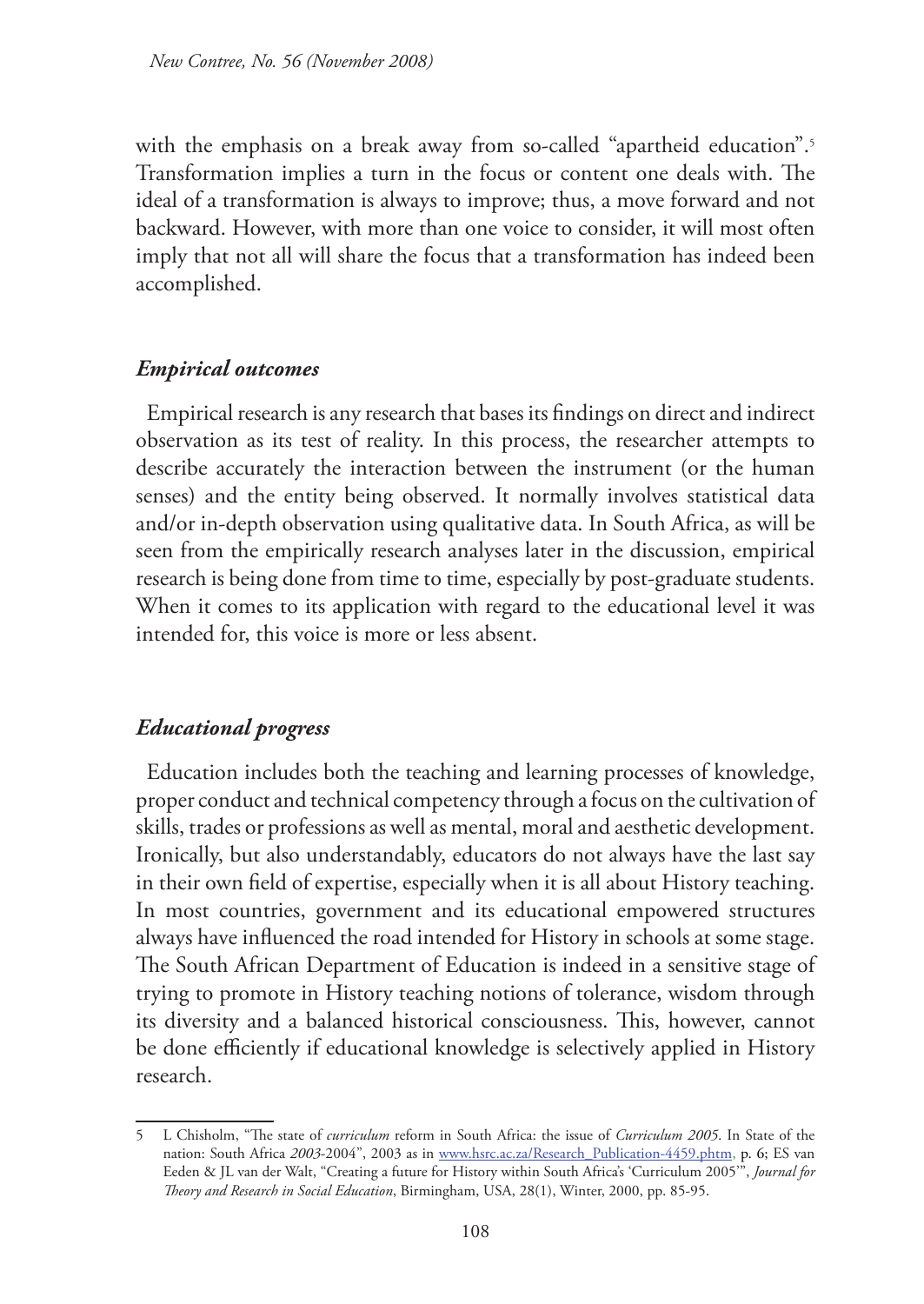with the emphasis on a break away from so-called "apartheid education".[5] Transformation implies a turn in the focus or content one deals with. The ideal of a transformation is always to improve; thus, a move forward and not backward. However, with more than one voice to consider, it will most often imply that not all will share the focus that a transformation has indeed been accomplished.

### *Empirical outcomes*

Empirical research is any research that bases its findings on direct and indirect observation as its test of reality. In this process, the researcher attempts to describe accurately the interaction between the instrument (or the human senses) and the entity being observed. It normally involves statistical data and/or in-depth observation using qualitative data. In South Africa, as will be seen from the empirically research analyses later in the discussion, empirical research is being done from time to time, especially by post-graduate students. When it comes to its application with regard to the educational level it was intended for, this voice is more or less absent.

### *Educational progress*

Education includes both the teaching and learning processes of knowledge, proper conduct and technical competency through a focus on the cultivation of skills, trades or professions as well as mental, moral and aesthetic development. Ironically, but also understandably, educators do not always have the last say in their own field of expertise, especially when it is all about History teaching. In most countries, government and its educational empowered structures always have influenced the road intended for History in schools at some stage. The South African Department of Education is indeed in a sensitive stage of trying to promote in History teaching notions of tolerance, wisdom through its diversity and a balanced historical consciousness. This, however, cannot be done efficiently if educational knowledge is selectively applied in History research.

---

5 L Chisholm, "The state of *curriculum* reform in South Africa: the issue of *Curriculum 2005*. In State of the nation: South Africa *2003*-2004", 2003 as in www.hsrc.ac.za/Research_Publication-4459.phtm, p. 6; ES van Eeden & JL van der Walt, "Creating a future for History within South Africa's 'Curriculum 2005'", *Journal for Theory and Research in Social Education*, Birmingham, USA, 28(1), Winter, 2000, pp. 85-95.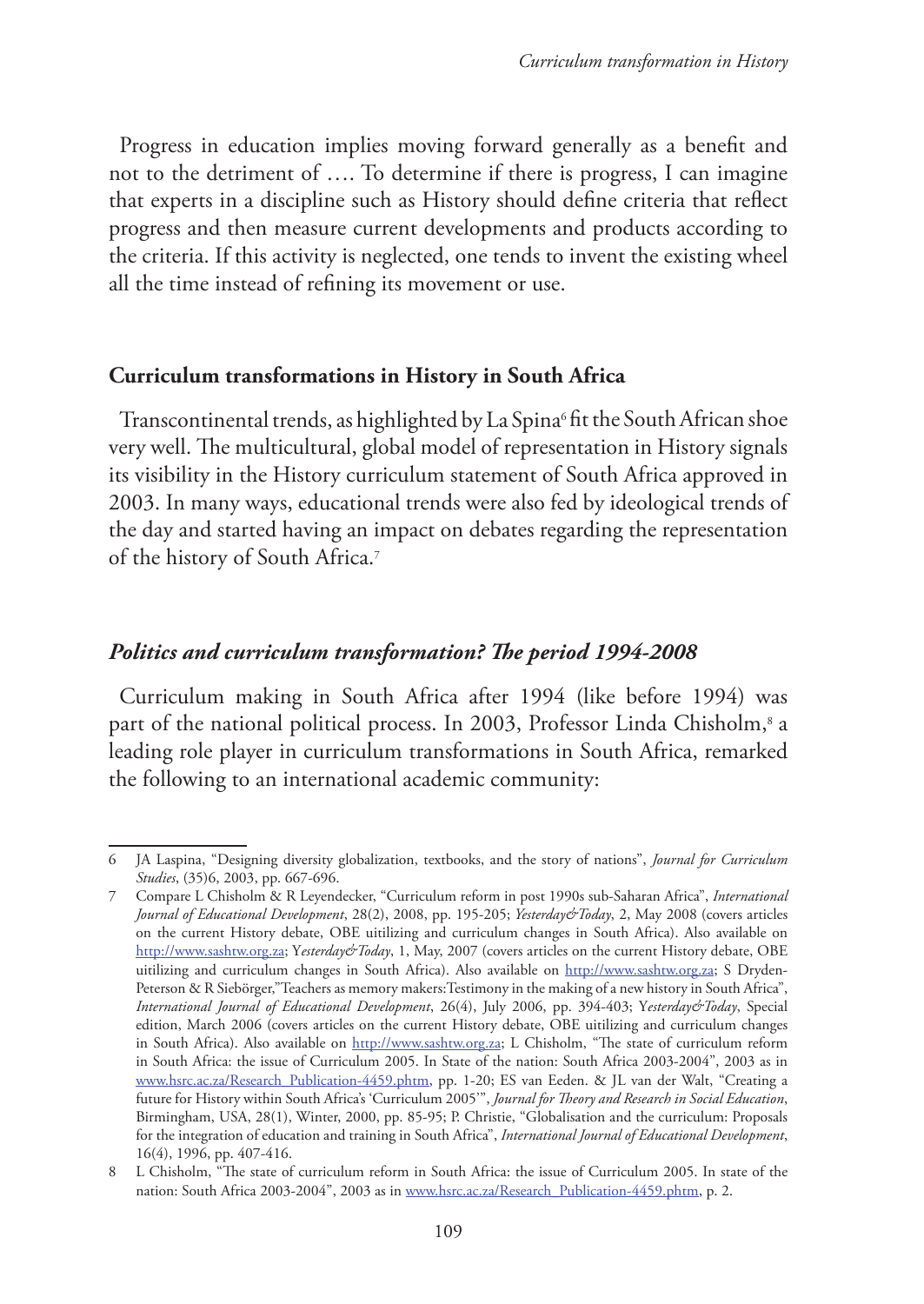Progress in education implies moving forward generally as a benefit and not to the detriment of …. To determine if there is progress, I can imagine that experts in a discipline such as History should define criteria that reflect progress and then measure current developments and products according to the criteria. If this activity is neglected, one tends to invent the existing wheel all the time instead of refining its movement or use.

## Curriculum transformations in History in South Africa

Transcontinental trends, as highlighted by La Spina[6] fit the South African shoe very well. The multicultural, global model of representation in History signals its visibility in the History curriculum statement of South Africa approved in 2003. In many ways, educational trends were also fed by ideological trends of the day and started having an impact on debates regarding the representation of the history of South Africa.[7]

### *Politics and curriculum transformation? The period 1994-2008*

Curriculum making in South Africa after 1994 (like before 1994) was part of the national political process. In 2003, Professor Linda Chisholm,[8] a leading role player in curriculum transformations in South Africa, remarked the following to an international academic community:

---

6 JA Laspina, "Designing diversity globalization, textbooks, and the story of nations", *Journal for Curriculum Studies*, (35)6, 2003, pp. 667-696.

7 Compare L Chisholm & R Leyendecker, "Curriculum reform in post 1990s sub-Saharan Africa", *International Journal of Educational Development*, 28(2), 2008, pp. 195-205; *Yesterday&Today*, 2, May 2008 (covers articles on the current History debate, OBE uitilizing and curriculum changes in South Africa). Also available on http://www.sashtw.org.za; *Yesterday&Today*, 1, May, 2007 (covers articles on the current History debate, OBE uitilizing and curriculum changes in South Africa). Also available on http://www.sashtw.org.za; S Dryden-Peterson & R Siebörger,"Teachers as memory makers:Testimony in the making of a new history in South Africa", *International Journal of Educational Development*, 26(4), July 2006, pp. 394-403; *Yesterday&Today*, Special edition, March 2006 (covers articles on the current History debate, OBE uitilizing and curriculum changes in South Africa). Also available on http://www.sashtw.org.za; L Chisholm, "The state of curriculum reform in South Africa: the issue of Curriculum 2005. In State of the nation: South Africa 2003-2004", 2003 as in www.hsrc.ac.za/Research_Publication-4459.phtm, pp. 1-20; ES van Eeden. & JL van der Walt, "Creating a future for History within South Africa's 'Curriculum 2005'", *Journal for Theory and Research in Social Education*, Birmingham, USA, 28(1), Winter, 2000, pp. 85-95; P. Christie, "Globalisation and the curriculum: Proposals for the integration of education and training in South Africa", *International Journal of Educational Development*, 16(4), 1996, pp. 407-416.

8 L Chisholm, "The state of curriculum reform in South Africa: the issue of Curriculum 2005. In state of the nation: South Africa 2003-2004", 2003 as in www.hsrc.ac.za/Research_Publication-4459.phtm, p. 2.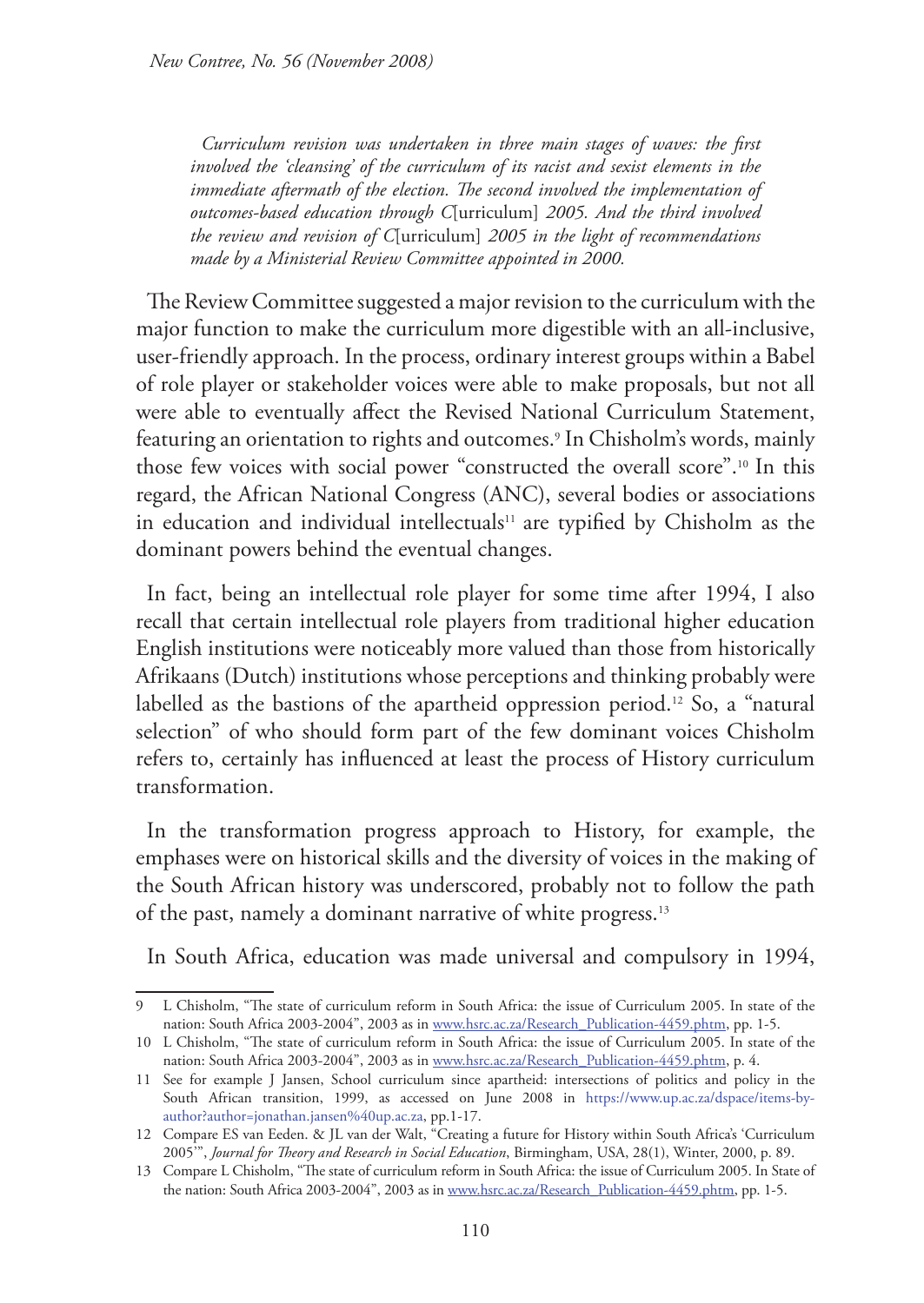> *Curriculum revision was undertaken in three main stages of waves: the first involved the 'cleansing' of the curriculum of its racist and sexist elements in the immediate aftermath of the election. The second involved the implementation of outcomes-based education through C*[urriculum] *2005. And the third involved the review and revision of C*[urriculum] *2005 in the light of recommendations made by a Ministerial Review Committee appointed in 2000.*

The Review Committee suggested a major revision to the curriculum with the major function to make the curriculum more digestible with an all-inclusive, user-friendly approach. In the process, ordinary interest groups within a Babel of role player or stakeholder voices were able to make proposals, but not all were able to eventually affect the Revised National Curriculum Statement, featuring an orientation to rights and outcomes.[9] In Chisholm's words, mainly those few voices with social power "constructed the overall score".[10] In this regard, the African National Congress (ANC), several bodies or associations in education and individual intellectuals[11] are typified by Chisholm as the dominant powers behind the eventual changes.

In fact, being an intellectual role player for some time after 1994, I also recall that certain intellectual role players from traditional higher education English institutions were noticeably more valued than those from historically Afrikaans (Dutch) institutions whose perceptions and thinking probably were labelled as the bastions of the apartheid oppression period.[12] So, a "natural selection" of who should form part of the few dominant voices Chisholm refers to, certainly has influenced at least the process of History curriculum transformation.

In the transformation progress approach to History, for example, the emphases were on historical skills and the diversity of voices in the making of the South African history was underscored, probably not to follow the path of the past, namely a dominant narrative of white progress.[13]

In South Africa, education was made universal and compulsory in 1994,

---

9 L Chisholm, "The state of curriculum reform in South Africa: the issue of Curriculum 2005. In state of the nation: South Africa 2003-2004", 2003 as in www.hsrc.ac.za/Research_Publication-4459.phtm, pp. 1-5.

10 L Chisholm, "The state of curriculum reform in South Africa: the issue of Curriculum 2005. In state of the nation: South Africa 2003-2004", 2003 as in www.hsrc.ac.za/Research_Publication-4459.phtm, p. 4.

11 See for example J Jansen, School curriculum since apartheid: intersections of politics and policy in the South African transition, 1999, as accessed on June 2008 in https://www.up.ac.za/dspace/items-by-author?author=jonathan.jansen%40up.ac.za, pp.1-17.

12 Compare ES van Eeden. & JL van der Walt, "Creating a future for History within South Africa's 'Curriculum 2005'", *Journal for Theory and Research in Social Education*, Birmingham, USA, 28(1), Winter, 2000, p. 89.

13 Compare L Chisholm, "The state of curriculum reform in South Africa: the issue of Curriculum 2005. In State of the nation: South Africa 2003-2004", 2003 as in www.hsrc.ac.za/Research_Publication-4459.phtm, pp. 1-5.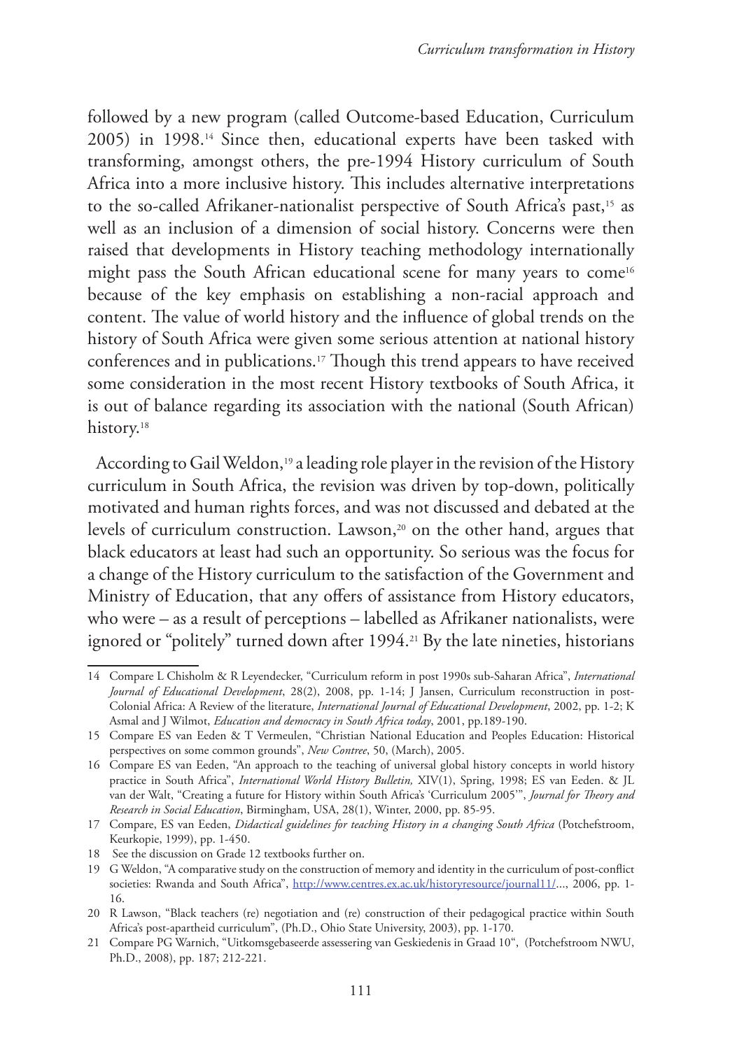followed by a new program (called Outcome-based Education, Curriculum 2005) in 1998.[14] Since then, educational experts have been tasked with transforming, amongst others, the pre-1994 History curriculum of South Africa into a more inclusive history. This includes alternative interpretations to the so-called Afrikaner-nationalist perspective of South Africa's past,[15] as well as an inclusion of a dimension of social history. Concerns were then raised that developments in History teaching methodology internationally might pass the South African educational scene for many years to come[16] because of the key emphasis on establishing a non-racial approach and content. The value of world history and the influence of global trends on the history of South Africa were given some serious attention at national history conferences and in publications.[17] Though this trend appears to have received some consideration in the most recent History textbooks of South Africa, it is out of balance regarding its association with the national (South African) history.[18]

According to Gail Weldon,[19] a leading role player in the revision of the History curriculum in South Africa, the revision was driven by top-down, politically motivated and human rights forces, and was not discussed and debated at the levels of curriculum construction. Lawson,[20] on the other hand, argues that black educators at least had such an opportunity. So serious was the focus for a change of the History curriculum to the satisfaction of the Government and Ministry of Education, that any offers of assistance from History educators, who were – as a result of perceptions – labelled as Afrikaner nationalists, were ignored or "politely" turned down after 1994.[21] By the late nineties, historians

---

14 Compare L Chisholm & R Leyendecker, "Curriculum reform in post 1990s sub-Saharan Africa", *International Journal of Educational Development*, 28(2), 2008, pp. 1-14; J Jansen, Curriculum reconstruction in post-Colonial Africa: A Review of the literature, *International Journal of Educational Development*, 2002, pp. 1-2; K Asmal and J Wilmot, *Education and democracy in South Africa today*, 2001, pp.189-190.

15 Compare ES van Eeden & T Vermeulen, "Christian National Education and Peoples Education: Historical perspectives on some common grounds", *New Contree*, 50, (March), 2005.

16 Compare ES van Eeden, "An approach to the teaching of universal global history concepts in world history practice in South Africa", *International World History Bulletin,* XIV(1), Spring, 1998; ES van Eeden. & JL van der Walt, "Creating a future for History within South Africa's 'Curriculum 2005'", *Journal for Theory and Research in Social Education*, Birmingham, USA, 28(1), Winter, 2000, pp. 85-95.

17 Compare, ES van Eeden, *Didactical guidelines for teaching History in a changing South Africa* (Potchefstroom, Keurkopie, 1999), pp. 1-450.

18 See the discussion on Grade 12 textbooks further on.

19 G Weldon, "A comparative study on the construction of memory and identity in the curriculum of post-conflict societies: Rwanda and South Africa", http://www.centres.ex.ac.uk/historyresource/journal11/..., 2006, pp. 1-16.

20 R Lawson, "Black teachers (re) negotiation and (re) construction of their pedagogical practice within South Africa's post-apartheid curriculum", (Ph.D., Ohio State University, 2003), pp. 1-170.

21 Compare PG Warnich, "Uitkomsgebaseerde assessering van Geskiedenis in Graad 10", (Potchefstroom NWU, Ph.D., 2008), pp. 187; 212-221.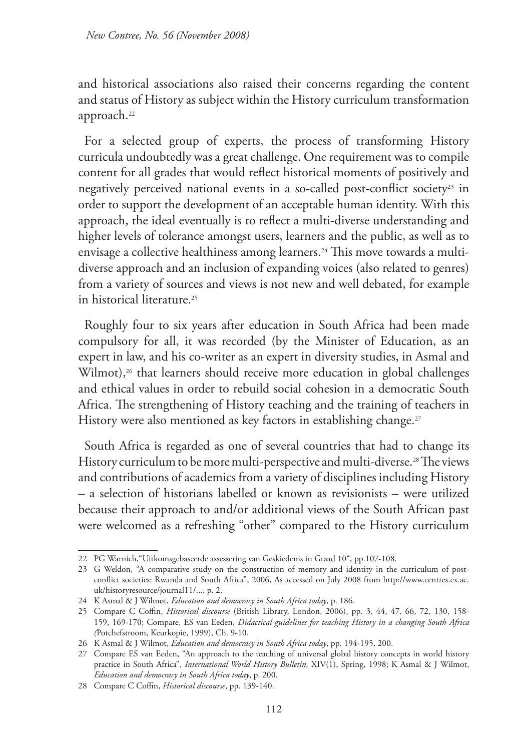and historical associations also raised their concerns regarding the content and status of History as subject within the History curriculum transformation approach.[22]

For a selected group of experts, the process of transforming History curricula undoubtedly was a great challenge. One requirement was to compile content for all grades that would reflect historical moments of positively and negatively perceived national events in a so-called post-conflict society[23] in order to support the development of an acceptable human identity. With this approach, the ideal eventually is to reflect a multi-diverse understanding and higher levels of tolerance amongst users, learners and the public, as well as to envisage a collective healthiness among learners.[24] This move towards a multi-diverse approach and an inclusion of expanding voices (also related to genres) from a variety of sources and views is not new and well debated, for example in historical literature.[25]

Roughly four to six years after education in South Africa had been made compulsory for all, it was recorded (by the Minister of Education, as an expert in law, and his co-writer as an expert in diversity studies, in Asmal and Wilmot),[26] that learners should receive more education in global challenges and ethical values in order to rebuild social cohesion in a democratic South Africa. The strengthening of History teaching and the training of teachers in History were also mentioned as key factors in establishing change.[27]

South Africa is regarded as one of several countries that had to change its History curriculum to be more multi-perspective and multi-diverse.[28] The views and contributions of academics from a variety of disciplines including History – a selection of historians labelled or known as revisionists – were utilized because their approach to and/or additional views of the South African past were welcomed as a refreshing "other" compared to the History curriculum

---

22 PG Warnich,"Uitkomsgebaseerde assessering van Geskiedenis in Graad 10", pp.107-108.

23 G Weldon, "A comparative study on the construction of memory and identity in the curriculum of post-conflict societies: Rwanda and South Africa", 2006, As accessed on July 2008 from http://www.centres.ex.ac.uk/historyresource/journal11/..., p. 2.

24 K Asmal & J Wilmot, *Education and democracy in South Africa today*, p. 186.

25 Compare C Coffin, *Historical discourse* (British Library, London, 2006), pp. 3, 44, 47, 66, 72, 130, 158-159, 169-170; Compare, ES van Eeden, *Didactical guidelines for teaching History in a changing South Africa (*Potchefstroom, Keurkopie, 1999), Ch. 9-10.

26 K Asmal & J Wilmot, *Education and democracy in South Africa today*, pp. 194-195, 200.

27 Compare ES van Eeden, "An approach to the teaching of universal global history concepts in world history practice in South Africa", *International World History Bulletin,* XIV(1), Spring, 1998; K Asmal & J Wilmot, *Education and democracy in South Africa today*, p. 200.

28 Compare C Coffin, *Historical discourse*, pp. 139-140.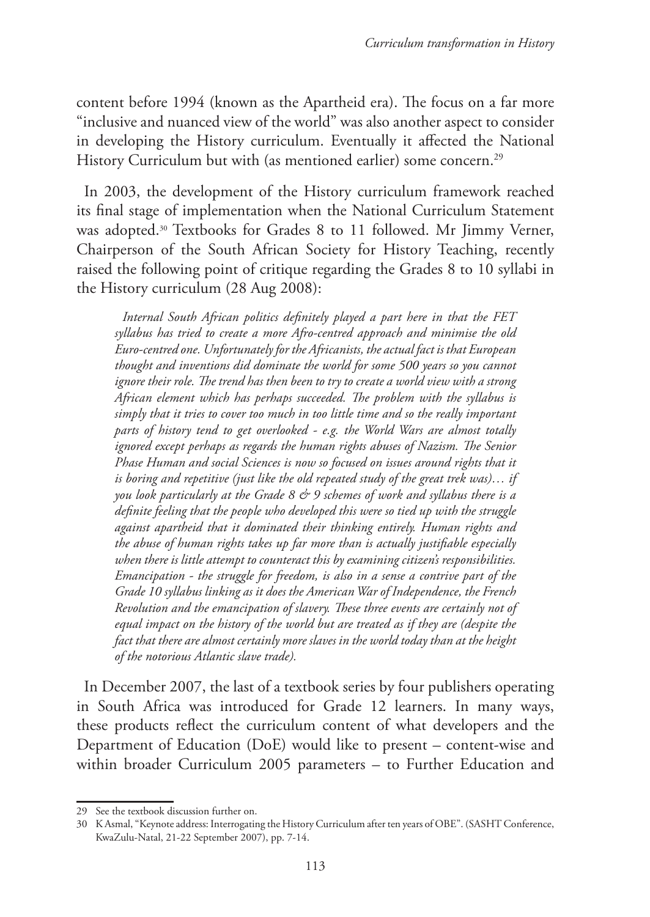content before 1994 (known as the Apartheid era). The focus on a far more "inclusive and nuanced view of the world" was also another aspect to consider in developing the History curriculum. Eventually it affected the National History Curriculum but with (as mentioned earlier) some concern.[29]

In 2003, the development of the History curriculum framework reached its final stage of implementation when the National Curriculum Statement was adopted.[30] Textbooks for Grades 8 to 11 followed. Mr Jimmy Verner, Chairperson of the South African Society for History Teaching, recently raised the following point of critique regarding the Grades 8 to 10 syllabi in the History curriculum (28 Aug 2008):

> *Internal South African politics definitely played a part here in that the FET syllabus has tried to create a more Afro-centred approach and minimise the old Euro-centred one. Unfortunately for the Africanists, the actual fact is that European thought and inventions did dominate the world for some 500 years so you cannot ignore their role. The trend has then been to try to create a world view with a strong African element which has perhaps succeeded. The problem with the syllabus is simply that it tries to cover too much in too little time and so the really important parts of history tend to get overlooked - e.g. the World Wars are almost totally ignored except perhaps as regards the human rights abuses of Nazism. The Senior Phase Human and social Sciences is now so focused on issues around rights that it is boring and repetitive (just like the old repeated study of the great trek was)… if you look particularly at the Grade 8 & 9 schemes of work and syllabus there is a definite feeling that the people who developed this were so tied up with the struggle against apartheid that it dominated their thinking entirely. Human rights and the abuse of human rights takes up far more than is actually justifiable especially when there is little attempt to counteract this by examining citizen's responsibilities. Emancipation - the struggle for freedom, is also in a sense a contrive part of the Grade 10 syllabus linking as it does the American War of Independence, the French Revolution and the emancipation of slavery. These three events are certainly not of equal impact on the history of the world but are treated as if they are (despite the fact that there are almost certainly more slaves in the world today than at the height of the notorious Atlantic slave trade).*

In December 2007, the last of a textbook series by four publishers operating in South Africa was introduced for Grade 12 learners. In many ways, these products reflect the curriculum content of what developers and the Department of Education (DoE) would like to present – content-wise and within broader Curriculum 2005 parameters – to Further Education and

---

29 See the textbook discussion further on.

30 K Asmal, "Keynote address: Interrogating the History Curriculum after ten years of OBE". (SASHT Conference, KwaZulu-Natal, 21-22 September 2007), pp. 7-14.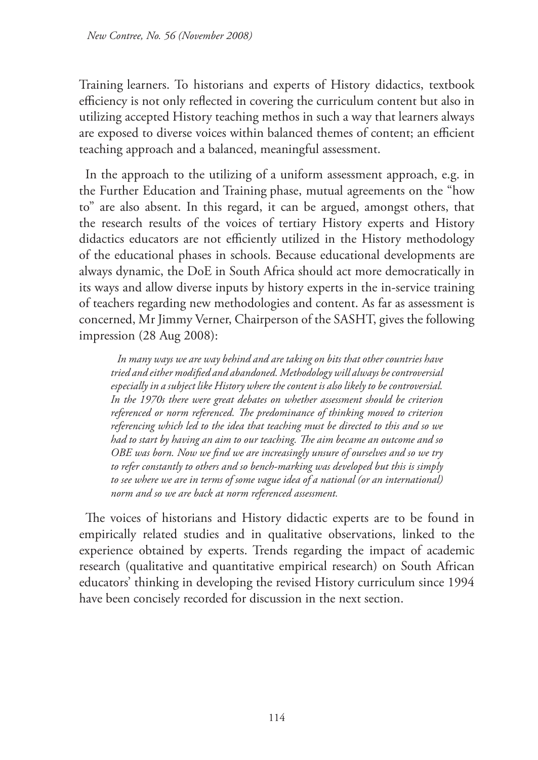Training learners. To historians and experts of History didactics, textbook efficiency is not only reflected in covering the curriculum content but also in utilizing accepted History teaching methos in such a way that learners always are exposed to diverse voices within balanced themes of content; an efficient teaching approach and a balanced, meaningful assessment.

In the approach to the utilizing of a uniform assessment approach, e.g. in the Further Education and Training phase, mutual agreements on the "how to" are also absent. In this regard, it can be argued, amongst others, that the research results of the voices of tertiary History experts and History didactics educators are not efficiently utilized in the History methodology of the educational phases in schools. Because educational developments are always dynamic, the DoE in South Africa should act more democratically in its ways and allow diverse inputs by history experts in the in-service training of teachers regarding new methodologies and content. As far as assessment is concerned, Mr Jimmy Verner, Chairperson of the SASHT, gives the following impression (28 Aug 2008):

> *In many ways we are way behind and are taking on bits that other countries have tried and either modified and abandoned. Methodology will always be controversial especially in a subject like History where the content is also likely to be controversial. In the 1970s there were great debates on whether assessment should be criterion referenced or norm referenced. The predominance of thinking moved to criterion referencing which led to the idea that teaching must be directed to this and so we had to start by having an aim to our teaching. The aim became an outcome and so OBE was born. Now we find we are increasingly unsure of ourselves and so we try to refer constantly to others and so bench-marking was developed but this is simply to see where we are in terms of some vague idea of a national (or an international) norm and so we are back at norm referenced assessment.*

The voices of historians and History didactic experts are to be found in empirically related studies and in qualitative observations, linked to the experience obtained by experts. Trends regarding the impact of academic research (qualitative and quantitative empirical research) on South African educators' thinking in developing the revised History curriculum since 1994 have been concisely recorded for discussion in the next section.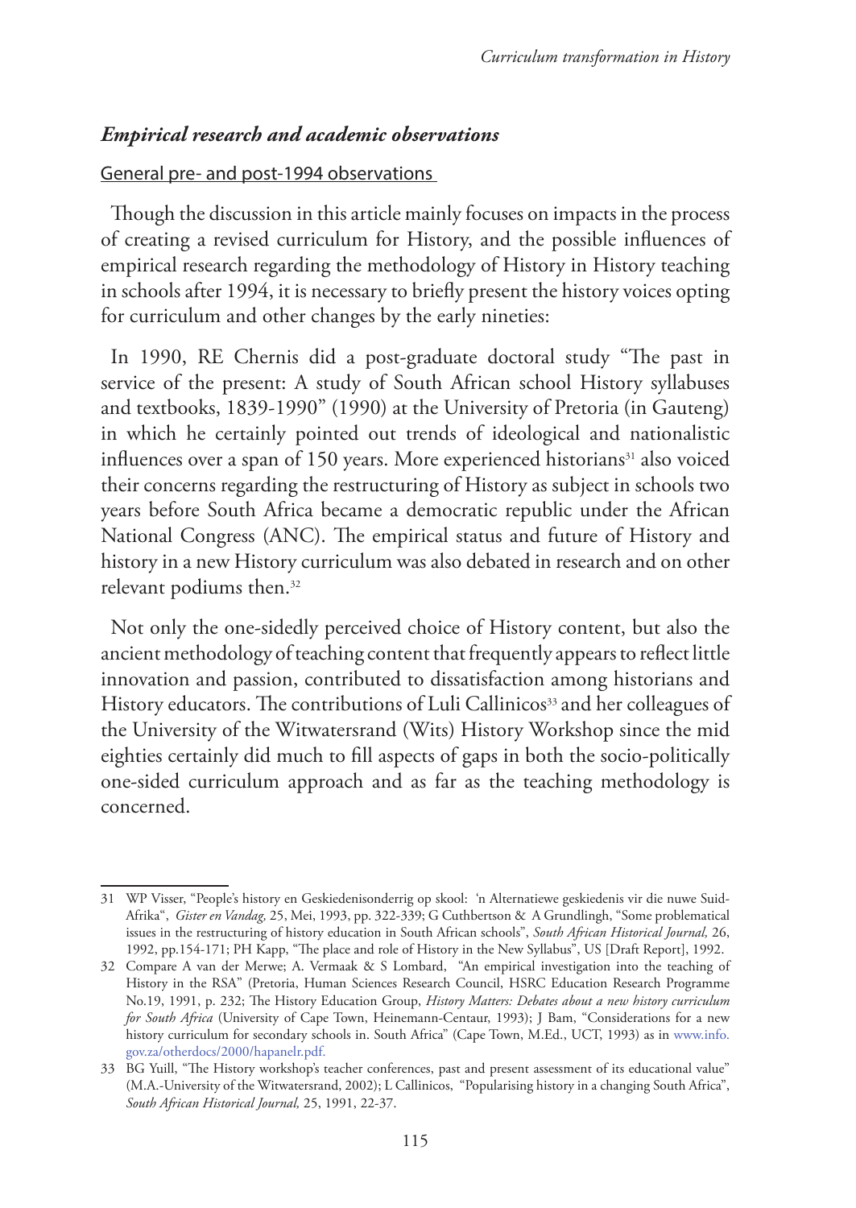### *Empirical research and academic observations*

General pre- and post-1994 observations

Though the discussion in this article mainly focuses on impacts in the process of creating a revised curriculum for History, and the possible influences of empirical research regarding the methodology of History in History teaching in schools after 1994, it is necessary to briefly present the history voices opting for curriculum and other changes by the early nineties:

In 1990, RE Chernis did a post-graduate doctoral study "The past in service of the present: A study of South African school History syllabuses and textbooks, 1839-1990" (1990) at the University of Pretoria (in Gauteng) in which he certainly pointed out trends of ideological and nationalistic influences over a span of 150 years. More experienced historians[31] also voiced their concerns regarding the restructuring of History as subject in schools two years before South Africa became a democratic republic under the African National Congress (ANC). The empirical status and future of History and history in a new History curriculum was also debated in research and on other relevant podiums then.[32]

Not only the one-sidedly perceived choice of History content, but also the ancient methodology of teaching content that frequently appears to reflect little innovation and passion, contributed to dissatisfaction among historians and History educators. The contributions of Luli Callinicos[33] and her colleagues of the University of the Witwatersrand (Wits) History Workshop since the mid eighties certainly did much to fill aspects of gaps in both the socio-politically one-sided curriculum approach and as far as the teaching methodology is concerned.

---

31 WP Visser, "People's history en Geskiedenisonderrig op skool: 'n Alternatiewe geskiedenis vir die nuwe Suid-Afrika", *Gister en Vandag,* 25, Mei, 1993, pp. 322-339; G Cuthbertson & A Grundlingh, "Some problematical issues in the restructuring of history education in South African schools", *South African Historical Journal,* 26, 1992, pp.154-171; PH Kapp, "The place and role of History in the New Syllabus", US [Draft Report], 1992.

32 Compare A van der Merwe; A. Vermaak & S Lombard, "An empirical investigation into the teaching of History in the RSA" (Pretoria, Human Sciences Research Council, HSRC Education Research Programme No.19, 1991, p. 232; The History Education Group, *History Matters: Debates about a new history curriculum for South Africa* (University of Cape Town, Heinemann-Centaur, 1993); J Bam, "Considerations for a new history curriculum for secondary schools in. South Africa" (Cape Town, M.Ed., UCT, 1993) as in www.info.gov.za/otherdocs/2000/hapanelr.pdf.

33 BG Yuill, "The History workshop's teacher conferences, past and present assessment of its educational value" (M.A.-University of the Witwatersrand, 2002); L Callinicos, "Popularising history in a changing South Africa", *South African Historical Journal,* 25, 1991, 22-37.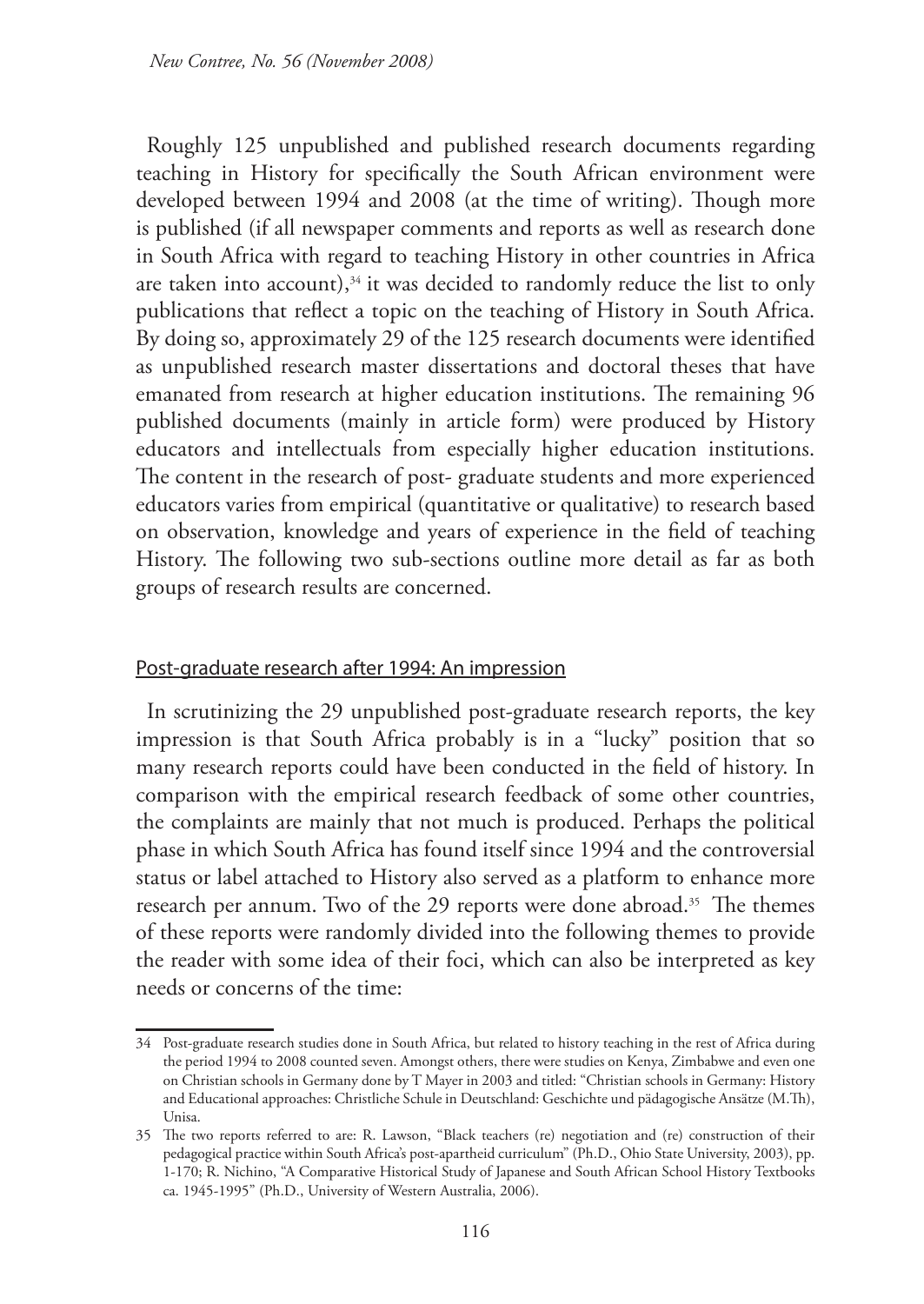Roughly 125 unpublished and published research documents regarding teaching in History for specifically the South African environment were developed between 1994 and 2008 (at the time of writing). Though more is published (if all newspaper comments and reports as well as research done in South Africa with regard to teaching History in other countries in Africa are taken into account),[34] it was decided to randomly reduce the list to only publications that reflect a topic on the teaching of History in South Africa. By doing so, approximately 29 of the 125 research documents were identified as unpublished research master dissertations and doctoral theses that have emanated from research at higher education institutions. The remaining 96 published documents (mainly in article form) were produced by History educators and intellectuals from especially higher education institutions. The content in the research of post- graduate students and more experienced educators varies from empirical (quantitative or qualitative) to research based on observation, knowledge and years of experience in the field of teaching History. The following two sub-sections outline more detail as far as both groups of research results are concerned.

## Post-graduate research after 1994: An impression

In scrutinizing the 29 unpublished post-graduate research reports, the key impression is that South Africa probably is in a "lucky" position that so many research reports could have been conducted in the field of history. In comparison with the empirical research feedback of some other countries, the complaints are mainly that not much is produced. Perhaps the political phase in which South Africa has found itself since 1994 and the controversial status or label attached to History also served as a platform to enhance more research per annum. Two of the 29 reports were done abroad.[35] The themes of these reports were randomly divided into the following themes to provide the reader with some idea of their foci, which can also be interpreted as key needs or concerns of the time:

---

34 Post-graduate research studies done in South Africa, but related to history teaching in the rest of Africa during the period 1994 to 2008 counted seven. Amongst others, there were studies on Kenya, Zimbabwe and even one on Christian schools in Germany done by T Mayer in 2003 and titled: "Christian schools in Germany: History and Educational approaches: Christliche Schule in Deutschland: Geschichte und pädagogische Ansätze (M.Th), Unisa.

35 The two reports referred to are: R. Lawson, "Black teachers (re) negotiation and (re) construction of their pedagogical practice within South Africa's post-apartheid curriculum" (Ph.D., Ohio State University, 2003), pp. 1-170; R. Nichino, "A Comparative Historical Study of Japanese and South African School History Textbooks ca. 1945-1995" (Ph.D., University of Western Australia, 2006).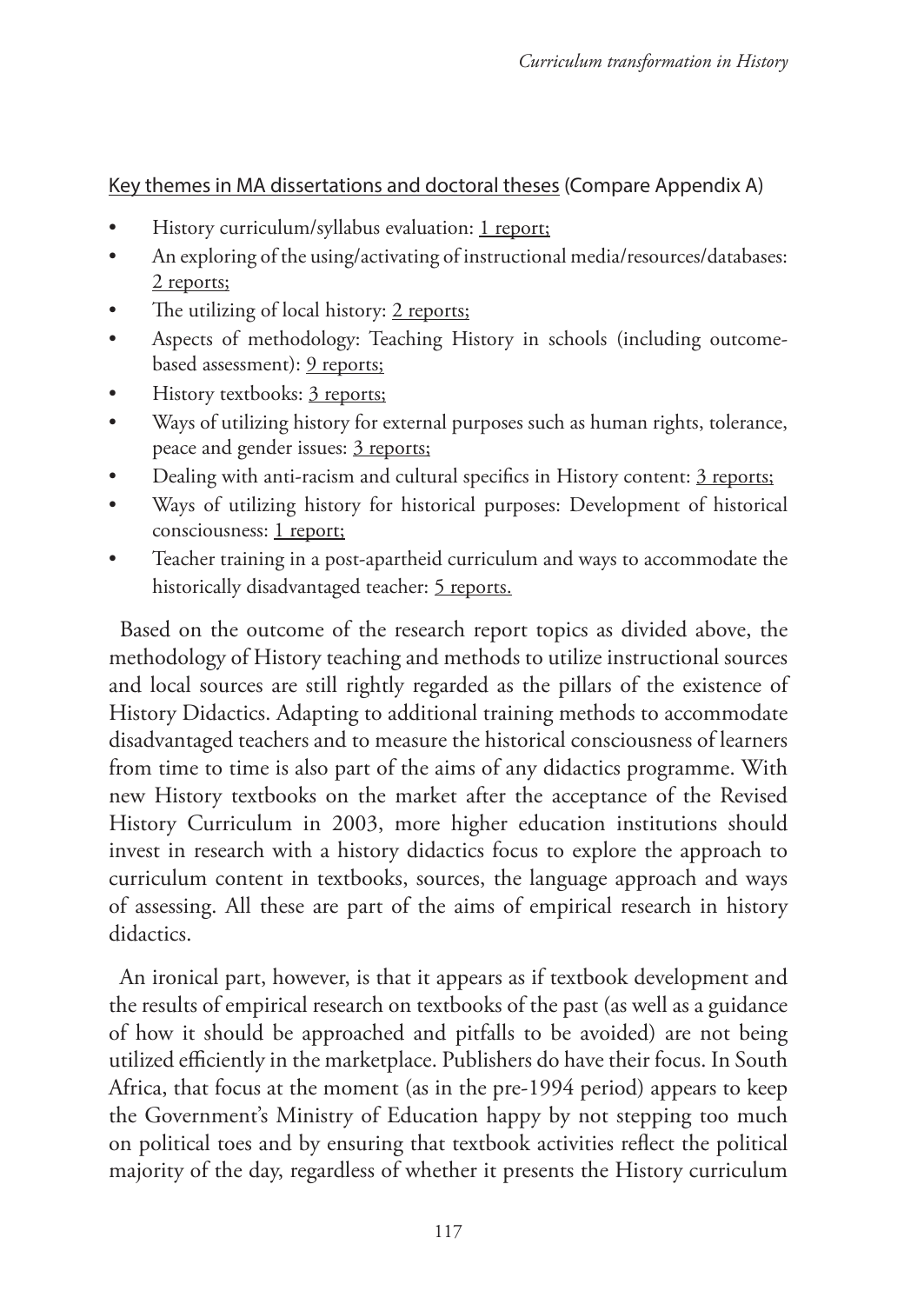Key themes in MA dissertations and doctoral theses (Compare Appendix A)

- History curriculum/syllabus evaluation: 1 report;
- An exploring of the using/activating of instructional media/resources/databases: 2 reports;
- The utilizing of local history: 2 reports;
- Aspects of methodology: Teaching History in schools (including outcome-based assessment): 9 reports;
- History textbooks: 3 reports;
- Ways of utilizing history for external purposes such as human rights, tolerance, peace and gender issues: 3 reports;
- Dealing with anti-racism and cultural specifics in History content: 3 reports;
- Ways of utilizing history for historical purposes: Development of historical consciousness: 1 report;
- Teacher training in a post-apartheid curriculum and ways to accommodate the historically disadvantaged teacher: 5 reports.

Based on the outcome of the research report topics as divided above, the methodology of History teaching and methods to utilize instructional sources and local sources are still rightly regarded as the pillars of the existence of History Didactics. Adapting to additional training methods to accommodate disadvantaged teachers and to measure the historical consciousness of learners from time to time is also part of the aims of any didactics programme. With new History textbooks on the market after the acceptance of the Revised History Curriculum in 2003, more higher education institutions should invest in research with a history didactics focus to explore the approach to curriculum content in textbooks, sources, the language approach and ways of assessing. All these are part of the aims of empirical research in history didactics.

An ironical part, however, is that it appears as if textbook development and the results of empirical research on textbooks of the past (as well as a guidance of how it should be approached and pitfalls to be avoided) are not being utilized efficiently in the marketplace. Publishers do have their focus. In South Africa, that focus at the moment (as in the pre-1994 period) appears to keep the Government's Ministry of Education happy by not stepping too much on political toes and by ensuring that textbook activities reflect the political majority of the day, regardless of whether it presents the History curriculum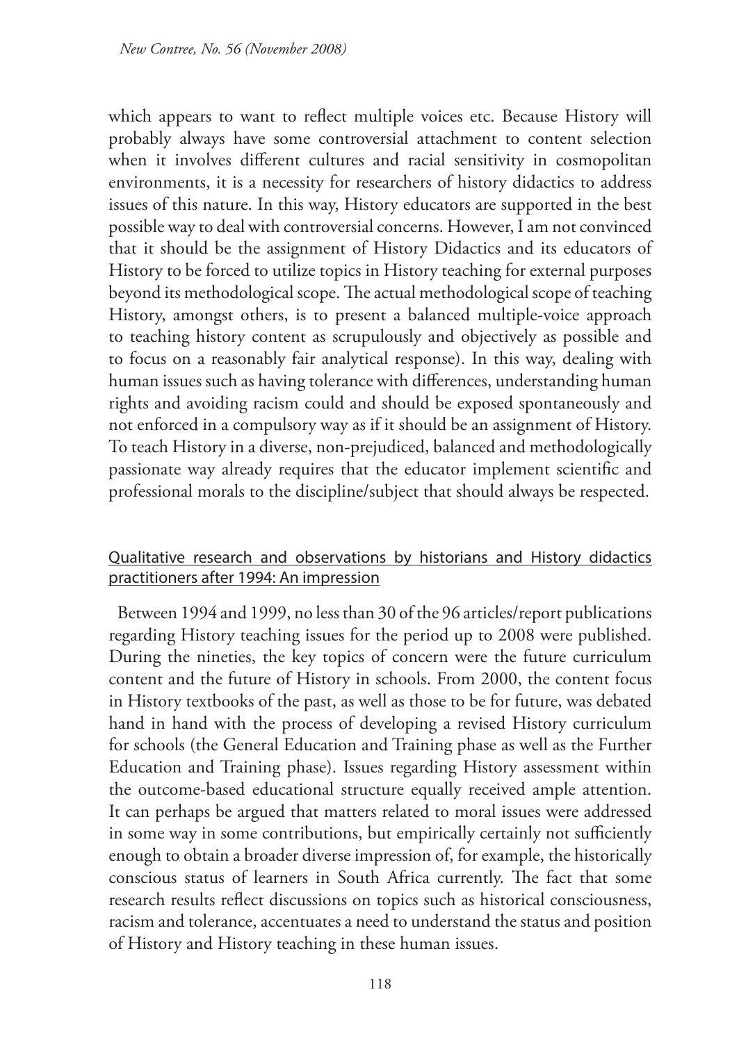which appears to want to reflect multiple voices etc. Because History will probably always have some controversial attachment to content selection when it involves different cultures and racial sensitivity in cosmopolitan environments, it is a necessity for researchers of history didactics to address issues of this nature. In this way, History educators are supported in the best possible way to deal with controversial concerns. However, I am not convinced that it should be the assignment of History Didactics and its educators of History to be forced to utilize topics in History teaching for external purposes beyond its methodological scope. The actual methodological scope of teaching History, amongst others, is to present a balanced multiple-voice approach to teaching history content as scrupulously and objectively as possible and to focus on a reasonably fair analytical response). In this way, dealing with human issues such as having tolerance with differences, understanding human rights and avoiding racism could and should be exposed spontaneously and not enforced in a compulsory way as if it should be an assignment of History. To teach History in a diverse, non-prejudiced, balanced and methodologically passionate way already requires that the educator implement scientific and professional morals to the discipline/subject that should always be respected.

## Qualitative research and observations by historians and History didactics practitioners after 1994: An impression

Between 1994 and 1999, no less than 30 of the 96 articles/report publications regarding History teaching issues for the period up to 2008 were published. During the nineties, the key topics of concern were the future curriculum content and the future of History in schools. From 2000, the content focus in History textbooks of the past, as well as those to be for future, was debated hand in hand with the process of developing a revised History curriculum for schools (the General Education and Training phase as well as the Further Education and Training phase). Issues regarding History assessment within the outcome-based educational structure equally received ample attention. It can perhaps be argued that matters related to moral issues were addressed in some way in some contributions, but empirically certainly not sufficiently enough to obtain a broader diverse impression of, for example, the historically conscious status of learners in South Africa currently. The fact that some research results reflect discussions on topics such as historical consciousness, racism and tolerance, accentuates a need to understand the status and position of History and History teaching in these human issues.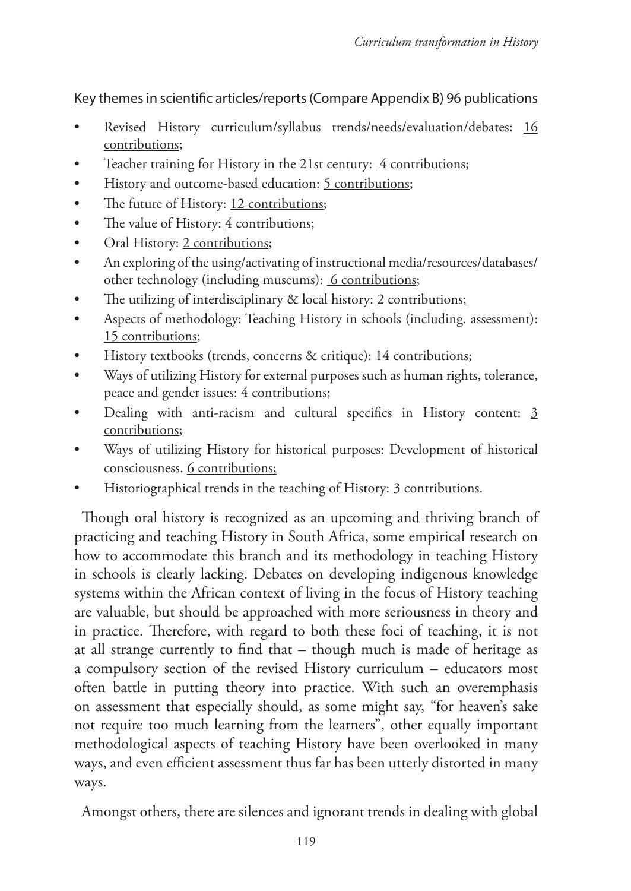Key themes in scientific articles/reports (Compare Appendix B) 96 publications

- Revised History curriculum/syllabus trends/needs/evaluation/debates: 16 contributions;
- Teacher training for History in the 21st century: 4 contributions;
- History and outcome-based education: 5 contributions;
- The future of History: 12 contributions;
- The value of History: 4 contributions;
- Oral History: 2 contributions;
- An exploring of the using/activating of instructional media/resources/databases/ other technology (including museums): 6 contributions;
- The utilizing of interdisciplinary & local history: 2 contributions;
- Aspects of methodology: Teaching History in schools (including. assessment): 15 contributions;
- History textbooks (trends, concerns & critique): 14 contributions;
- Ways of utilizing History for external purposes such as human rights, tolerance, peace and gender issues: 4 contributions;
- Dealing with anti-racism and cultural specifics in History content: 3 contributions;
- Ways of utilizing History for historical purposes: Development of historical consciousness. 6 contributions;
- Historiographical trends in the teaching of History: 3 contributions.

Though oral history is recognized as an upcoming and thriving branch of practicing and teaching History in South Africa, some empirical research on how to accommodate this branch and its methodology in teaching History in schools is clearly lacking. Debates on developing indigenous knowledge systems within the African context of living in the focus of History teaching are valuable, but should be approached with more seriousness in theory and in practice. Therefore, with regard to both these foci of teaching, it is not at all strange currently to find that – though much is made of heritage as a compulsory section of the revised History curriculum – educators most often battle in putting theory into practice. With such an overemphasis on assessment that especially should, as some might say, "for heaven's sake not require too much learning from the learners", other equally important methodological aspects of teaching History have been overlooked in many ways, and even efficient assessment thus far has been utterly distorted in many ways.

Amongst others, there are silences and ignorant trends in dealing with global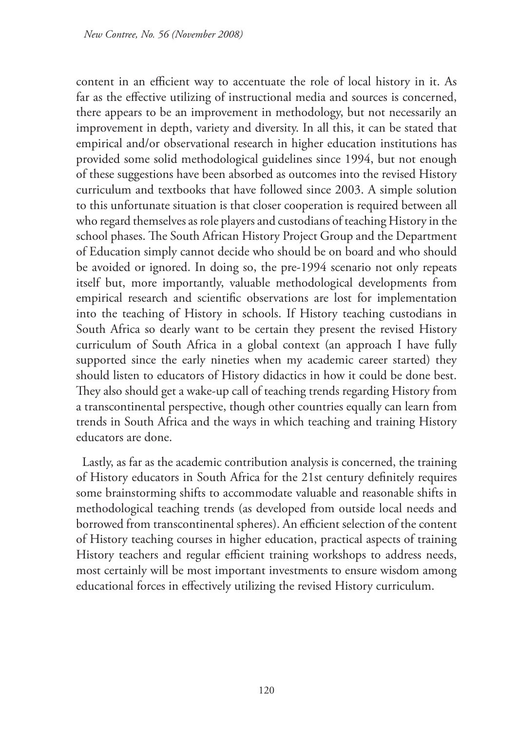content in an efficient way to accentuate the role of local history in it. As far as the effective utilizing of instructional media and sources is concerned, there appears to be an improvement in methodology, but not necessarily an improvement in depth, variety and diversity. In all this, it can be stated that empirical and/or observational research in higher education institutions has provided some solid methodological guidelines since 1994, but not enough of these suggestions have been absorbed as outcomes into the revised History curriculum and textbooks that have followed since 2003. A simple solution to this unfortunate situation is that closer cooperation is required between all who regard themselves as role players and custodians of teaching History in the school phases. The South African History Project Group and the Department of Education simply cannot decide who should be on board and who should be avoided or ignored. In doing so, the pre-1994 scenario not only repeats itself but, more importantly, valuable methodological developments from empirical research and scientific observations are lost for implementation into the teaching of History in schools. If History teaching custodians in South Africa so dearly want to be certain they present the revised History curriculum of South Africa in a global context (an approach I have fully supported since the early nineties when my academic career started) they should listen to educators of History didactics in how it could be done best. They also should get a wake-up call of teaching trends regarding History from a transcontinental perspective, though other countries equally can learn from trends in South Africa and the ways in which teaching and training History educators are done.

Lastly, as far as the academic contribution analysis is concerned, the training of History educators in South Africa for the 21st century definitely requires some brainstorming shifts to accommodate valuable and reasonable shifts in methodological teaching trends (as developed from outside local needs and borrowed from transcontinental spheres). An efficient selection of the content of History teaching courses in higher education, practical aspects of training History teachers and regular efficient training workshops to address needs, most certainly will be most important investments to ensure wisdom among educational forces in effectively utilizing the revised History curriculum.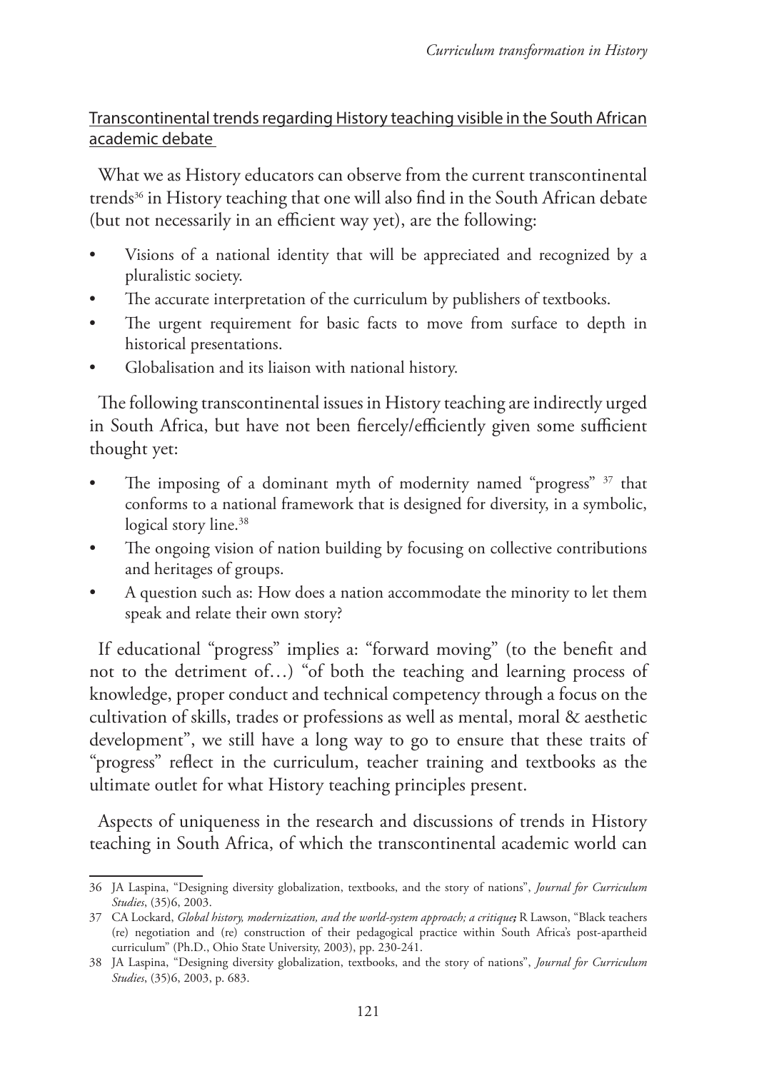## Transcontinental trends regarding History teaching visible in the South African academic debate

What we as History educators can observe from the current transcontinental trends[36] in History teaching that one will also find in the South African debate (but not necessarily in an efficient way yet), are the following:

- Visions of a national identity that will be appreciated and recognized by a pluralistic society.
- The accurate interpretation of the curriculum by publishers of textbooks.
- The urgent requirement for basic facts to move from surface to depth in historical presentations.
- Globalisation and its liaison with national history.

The following transcontinental issues in History teaching are indirectly urged in South Africa, but have not been fiercely/efficiently given some sufficient thought yet:

- The imposing of a dominant myth of modernity named "progress" [37] that conforms to a national framework that is designed for diversity, in a symbolic, logical story line.[38]
- The ongoing vision of nation building by focusing on collective contributions and heritages of groups.
- A question such as: How does a nation accommodate the minority to let them speak and relate their own story?

If educational "progress" implies a: "forward moving" (to the benefit and not to the detriment of…) "of both the teaching and learning process of knowledge, proper conduct and technical competency through a focus on the cultivation of skills, trades or professions as well as mental, moral & aesthetic development", we still have a long way to go to ensure that these traits of "progress" reflect in the curriculum, teacher training and textbooks as the ultimate outlet for what History teaching principles present.

Aspects of uniqueness in the research and discussions of trends in History teaching in South Africa, of which the transcontinental academic world can

---

36 JA Laspina, "Designing diversity globalization, textbooks, and the story of nations", *Journal for Curriculum Studies*, (35)6, 2003.

37 CA Lockard, *Global history, modernization, and the world-system approach; a critique;* R Lawson, "Black teachers (re) negotiation and (re) construction of their pedagogical practice within South Africa's post-apartheid curriculum" (Ph.D., Ohio State University, 2003), pp. 230-241.

38 JA Laspina, "Designing diversity globalization, textbooks, and the story of nations", *Journal for Curriculum Studies*, (35)6, 2003, p. 683.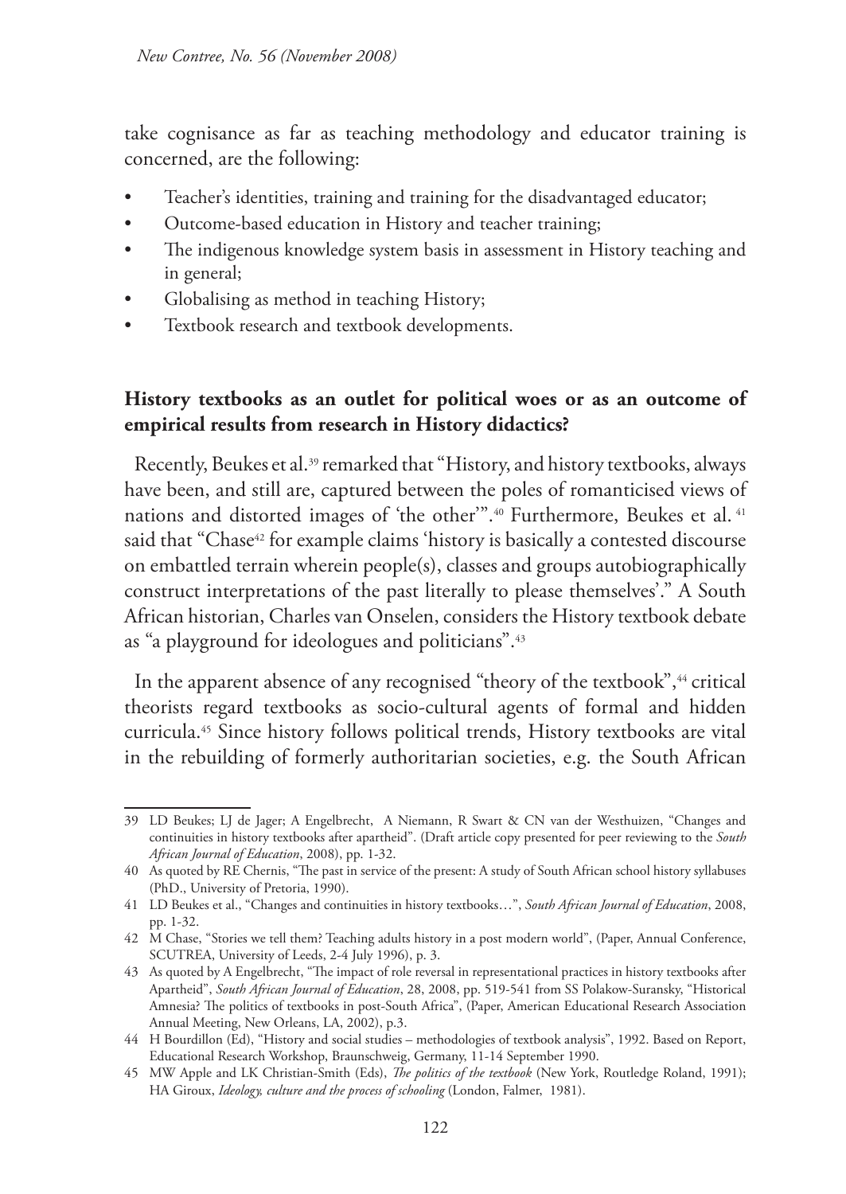take cognisance as far as teaching methodology and educator training is concerned, are the following:

- Teacher's identities, training and training for the disadvantaged educator;
- Outcome-based education in History and teacher training;
- The indigenous knowledge system basis in assessment in History teaching and in general;
- Globalising as method in teaching History;
- Textbook research and textbook developments.

## History textbooks as an outlet for political woes or as an outcome of empirical results from research in History didactics?

Recently, Beukes et al.[39] remarked that "History, and history textbooks, always have been, and still are, captured between the poles of romanticised views of nations and distorted images of 'the other'".[40] Furthermore, Beukes et al. [41] said that "Chase[42] for example claims 'history is basically a contested discourse on embattled terrain wherein people(s), classes and groups autobiographically construct interpretations of the past literally to please themselves'." A South African historian, Charles van Onselen, considers the History textbook debate as "a playground for ideologues and politicians".[43]

In the apparent absence of any recognised "theory of the textbook",[44] critical theorists regard textbooks as socio-cultural agents of formal and hidden curricula.[45] Since history follows political trends, History textbooks are vital in the rebuilding of formerly authoritarian societies, e.g. the South African

---

39 LD Beukes; LJ de Jager; A Engelbrecht, A Niemann, R Swart & CN van der Westhuizen, "Changes and continuities in history textbooks after apartheid". (Draft article copy presented for peer reviewing to the *South African Journal of Education*, 2008), pp. 1-32.

40 As quoted by RE Chernis, "The past in service of the present: A study of South African school history syllabuses (PhD., University of Pretoria, 1990).

41 LD Beukes et al., "Changes and continuities in history textbooks…", *South African Journal of Education*, 2008, pp. 1-32.

42 M Chase, "Stories we tell them? Teaching adults history in a post modern world", (Paper, Annual Conference, SCUTREA, University of Leeds, 2-4 July 1996), p. 3.

43 As quoted by A Engelbrecht, "The impact of role reversal in representational practices in history textbooks after Apartheid", *South African Journal of Education*, 28, 2008, pp. 519-541 from SS Polakow-Suransky, "Historical Amnesia? The politics of textbooks in post-South Africa", (Paper, American Educational Research Association Annual Meeting, New Orleans, LA, 2002), p.3.

44 H Bourdillon (Ed), "History and social studies – methodologies of textbook analysis", 1992. Based on Report, Educational Research Workshop, Braunschweig, Germany, 11-14 September 1990.

45 MW Apple and LK Christian-Smith (Eds), *The politics of the textbook* (New York, Routledge Roland, 1991); HA Giroux, *Ideology, culture and the process of schooling* (London, Falmer, 1981).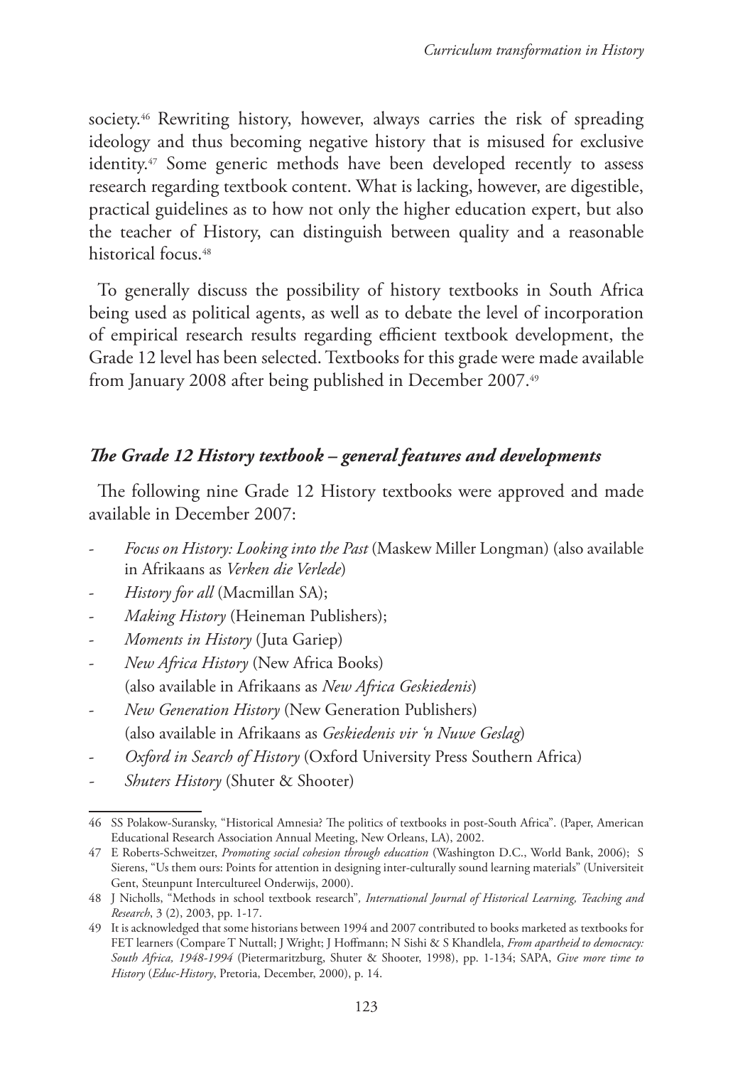society.[46] Rewriting history, however, always carries the risk of spreading ideology and thus becoming negative history that is misused for exclusive identity.[47] Some generic methods have been developed recently to assess research regarding textbook content. What is lacking, however, are digestible, practical guidelines as to how not only the higher education expert, but also the teacher of History, can distinguish between quality and a reasonable historical focus.[48]

To generally discuss the possibility of history textbooks in South Africa being used as political agents, as well as to debate the level of incorporation of empirical research results regarding efficient textbook development, the Grade 12 level has been selected. Textbooks for this grade were made available from January 2008 after being published in December 2007.[49]

### *The Grade 12 History textbook – general features and developments*

The following nine Grade 12 History textbooks were approved and made available in December 2007:

- *Focus on History: Looking into the Past* (Maskew Miller Longman) (also available in Afrikaans as *Verken die Verlede*)
- *History for all* (Macmillan SA);
- *Making History* (Heineman Publishers);
- *Moments in History* (Juta Gariep)
- *New Africa History* (New Africa Books) (also available in Afrikaans as *New Africa Geskiedenis*)
- *New Generation History* (New Generation Publishers) (also available in Afrikaans as *Geskiedenis vir 'n Nuwe Geslag*)
- *Oxford in Search of History* (Oxford University Press Southern Africa)
- *Shuters History* (Shuter & Shooter)

---

46 SS Polakow-Suransky, "Historical Amnesia? The politics of textbooks in post-South Africa". (Paper, American Educational Research Association Annual Meeting, New Orleans, LA), 2002.

47 E Roberts-Schweitzer, *Promoting social cohesion through education* (Washington D.C., World Bank, 2006); S Sierens, "Us them ours: Points for attention in designing inter-culturally sound learning materials" (Universiteit Gent, Steunpunt Intercultureel Onderwijs, 2000).

48 J Nicholls, "Methods in school textbook research", *International Journal of Historical Learning, Teaching and Research*, 3 (2), 2003, pp. 1-17.

49 It is acknowledged that some historians between 1994 and 2007 contributed to books marketed as textbooks for FET learners (Compare T Nuttall; J Wright; J Hoffmann; N Sishi & S Khandlela, *From apartheid to democracy: South Africa, 1948-1994* (Pietermaritzburg, Shuter & Shooter, 1998), pp. 1-134; SAPA, *Give more time to History* (*Educ-History*, Pretoria, December, 2000), p. 14.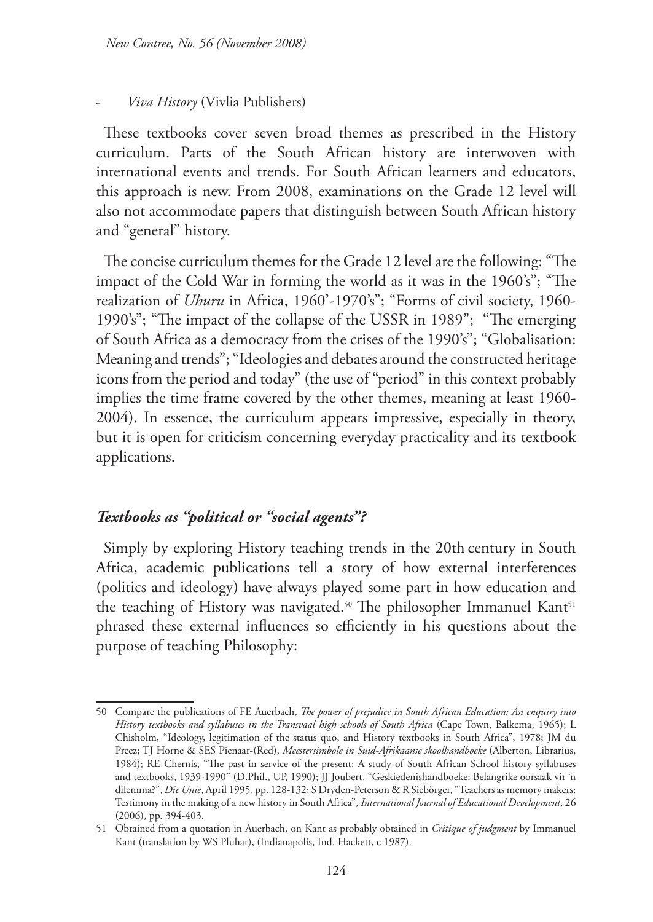- *Viva History* (Vivlia Publishers)

These textbooks cover seven broad themes as prescribed in the History curriculum. Parts of the South African history are interwoven with international events and trends. For South African learners and educators, this approach is new. From 2008, examinations on the Grade 12 level will also not accommodate papers that distinguish between South African history and "general" history.

The concise curriculum themes for the Grade 12 level are the following: "The impact of the Cold War in forming the world as it was in the 1960's"; "The realization of *Uhuru* in Africa, 1960'-1970's"; "Forms of civil society, 1960-1990's"; "The impact of the collapse of the USSR in 1989"; "The emerging of South Africa as a democracy from the crises of the 1990's"; "Globalisation: Meaning and trends"; "Ideologies and debates around the constructed heritage icons from the period and today" (the use of "period" in this context probably implies the time frame covered by the other themes, meaning at least 1960-2004). In essence, the curriculum appears impressive, especially in theory, but it is open for criticism concerning everyday practicality and its textbook applications.

## *Textbooks as "political or "social agents"?*

Simply by exploring History teaching trends in the 20th century in South Africa, academic publications tell a story of how external interferences (politics and ideology) have always played some part in how education and the teaching of History was navigated.[50] The philosopher Immanuel Kant[51] phrased these external influences so efficiently in his questions about the purpose of teaching Philosophy:

---

50 Compare the publications of FE Auerbach, *The power of prejudice in South African Education: An enquiry into History textbooks and syllabuses in the Transvaal high schools of South Africa* (Cape Town, Balkema, 1965); L Chisholm, "Ideology, legitimation of the status quo, and History textbooks in South Africa", 1978; JM du Preez; TJ Horne & SES Pienaar-(Red), *Meestersimbole in Suid-Afrikaanse skoolhandboeke* (Alberton, Librarius, 1984); RE Chernis, "The past in service of the present: A study of South African School history syllabuses and textbooks, 1939-1990" (D.Phil., UP, 1990); JJ Joubert, "Geskiedenishandboeke: Belangrike oorsaak vir 'n dilemma?", *Die Unie*, April 1995, pp. 128-132; S Dryden-Peterson & R Siebörger, "Teachers as memory makers: Testimony in the making of a new history in South Africa", *International Journal of Educational Development*, 26 (2006), pp. 394-403.

51 Obtained from a quotation in Auerbach, on Kant as probably obtained in *Critique of judgment* by Immanuel Kant (translation by WS Pluhar), (Indianapolis, Ind. Hackett, c 1987).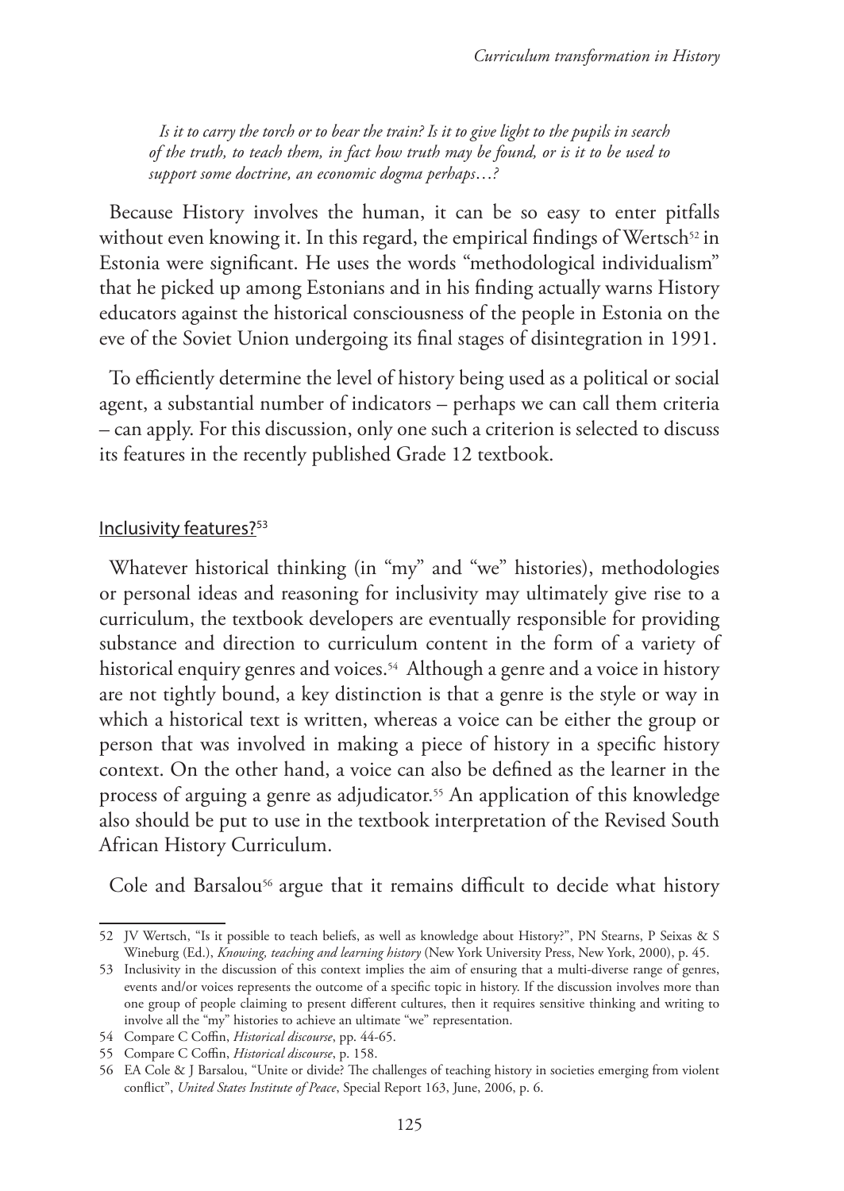> *Is it to carry the torch or to bear the train? Is it to give light to the pupils in search of the truth, to teach them, in fact how truth may be found, or is it to be used to support some doctrine, an economic dogma perhaps…?*

Because History involves the human, it can be so easy to enter pitfalls without even knowing it. In this regard, the empirical findings of Wertsch[52] in Estonia were significant. He uses the words "methodological individualism" that he picked up among Estonians and in his finding actually warns History educators against the historical consciousness of the people in Estonia on the eve of the Soviet Union undergoing its final stages of disintegration in 1991.

To efficiently determine the level of history being used as a political or social agent, a substantial number of indicators – perhaps we can call them criteria – can apply. For this discussion, only one such a criterion is selected to discuss its features in the recently published Grade 12 textbook.

## Inclusivity features?[53]

Whatever historical thinking (in "my" and "we" histories), methodologies or personal ideas and reasoning for inclusivity may ultimately give rise to a curriculum, the textbook developers are eventually responsible for providing substance and direction to curriculum content in the form of a variety of historical enquiry genres and voices.[54] Although a genre and a voice in history are not tightly bound, a key distinction is that a genre is the style or way in which a historical text is written, whereas a voice can be either the group or person that was involved in making a piece of history in a specific history context. On the other hand, a voice can also be defined as the learner in the process of arguing a genre as adjudicator.[55] An application of this knowledge also should be put to use in the textbook interpretation of the Revised South African History Curriculum.

Cole and Barsalou[56] argue that it remains difficult to decide what history

---

52 JV Wertsch, "Is it possible to teach beliefs, as well as knowledge about History?", PN Stearns, P Seixas & S Wineburg (Ed.), *Knowing, teaching and learning history* (New York University Press, New York, 2000), p. 45.

53 Inclusivity in the discussion of this context implies the aim of ensuring that a multi-diverse range of genres, events and/or voices represents the outcome of a specific topic in history. If the discussion involves more than one group of people claiming to present different cultures, then it requires sensitive thinking and writing to involve all the "my" histories to achieve an ultimate "we" representation.

54 Compare C Coffin, *Historical discourse*, pp. 44-65.

55 Compare C Coffin, *Historical discourse*, p. 158.

56 EA Cole & J Barsalou, "Unite or divide? The challenges of teaching history in societies emerging from violent conflict", *United States Institute of Peace*, Special Report 163, June, 2006, p. 6.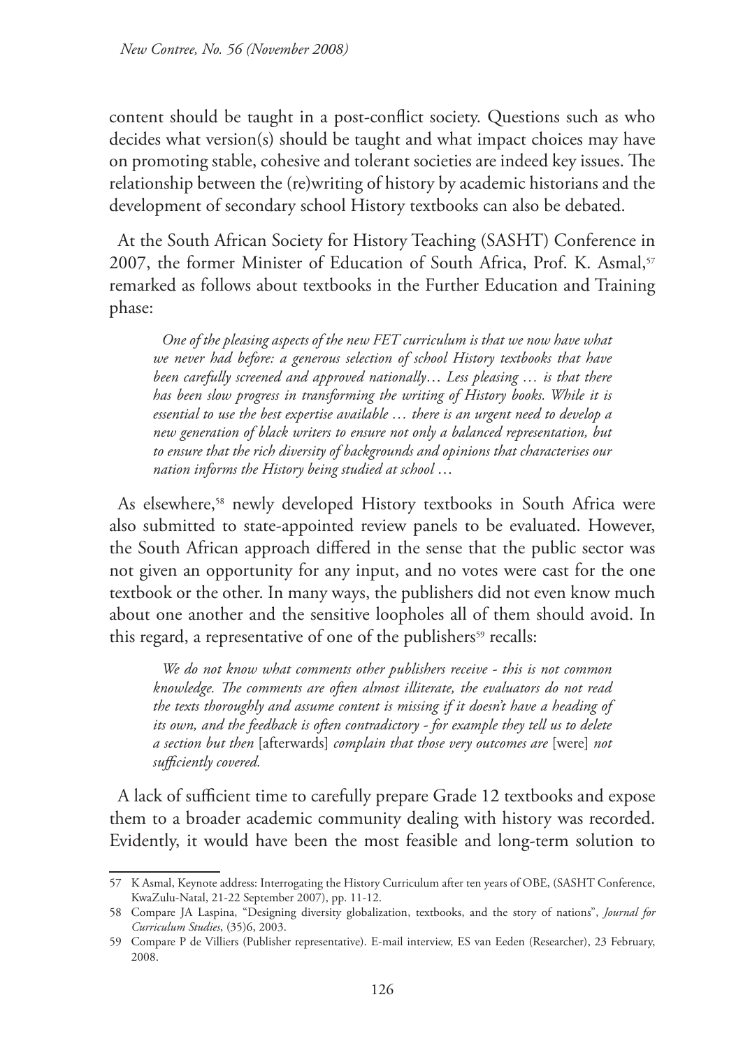content should be taught in a post-conflict society. Questions such as who decides what version(s) should be taught and what impact choices may have on promoting stable, cohesive and tolerant societies are indeed key issues. The relationship between the (re)writing of history by academic historians and the development of secondary school History textbooks can also be debated.

At the South African Society for History Teaching (SASHT) Conference in 2007, the former Minister of Education of South Africa, Prof. K. Asmal,[57] remarked as follows about textbooks in the Further Education and Training phase:

> *One of the pleasing aspects of the new FET curriculum is that we now have what we never had before: a generous selection of school History textbooks that have been carefully screened and approved nationally… Less pleasing … is that there has been slow progress in transforming the writing of History books. While it is essential to use the best expertise available … there is an urgent need to develop a new generation of black writers to ensure not only a balanced representation, but to ensure that the rich diversity of backgrounds and opinions that characterises our nation informs the History being studied at school …*

As elsewhere,[58] newly developed History textbooks in South Africa were also submitted to state-appointed review panels to be evaluated. However, the South African approach differed in the sense that the public sector was not given an opportunity for any input, and no votes were cast for the one textbook or the other. In many ways, the publishers did not even know much about one another and the sensitive loopholes all of them should avoid. In this regard, a representative of one of the publishers[59] recalls:

> *We do not know what comments other publishers receive - this is not common knowledge. The comments are often almost illiterate, the evaluators do not read the texts thoroughly and assume content is missing if it doesn't have a heading of its own, and the feedback is often contradictory - for example they tell us to delete a section but then* [afterwards] *complain that those very outcomes are* [were] *not sufficiently covered.*

A lack of sufficient time to carefully prepare Grade 12 textbooks and expose them to a broader academic community dealing with history was recorded. Evidently, it would have been the most feasible and long-term solution to

---

57 K Asmal, Keynote address: Interrogating the History Curriculum after ten years of OBE, (SASHT Conference, KwaZulu-Natal, 21-22 September 2007), pp. 11-12.

58 Compare JA Laspina, "Designing diversity globalization, textbooks, and the story of nations", *Journal for Curriculum Studies*, (35)6, 2003.

59 Compare P de Villiers (Publisher representative). E-mail interview, ES van Eeden (Researcher), 23 February, 2008.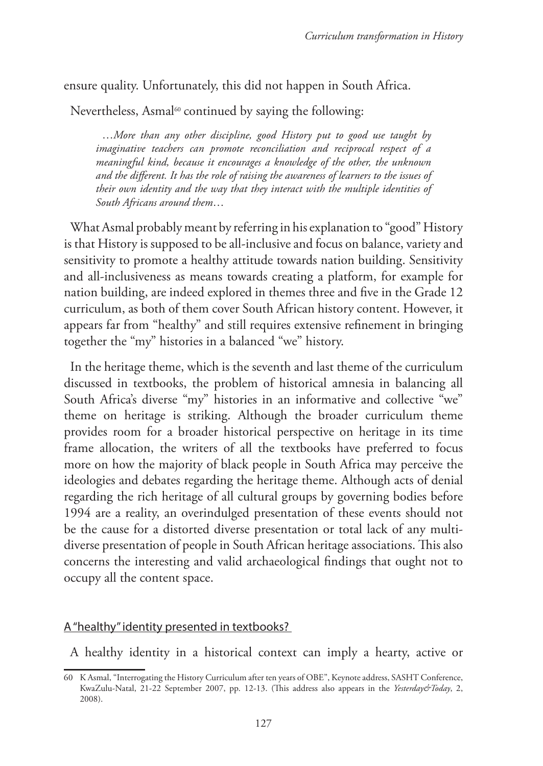ensure quality. Unfortunately, this did not happen in South Africa.

Nevertheless, Asmal[60] continued by saying the following:

> *…More than any other discipline, good History put to good use taught by imaginative teachers can promote reconciliation and reciprocal respect of a meaningful kind, because it encourages a knowledge of the other, the unknown and the different. It has the role of raising the awareness of learners to the issues of their own identity and the way that they interact with the multiple identities of South Africans around them…*

What Asmal probably meant by referring in his explanation to "good" History is that History is supposed to be all-inclusive and focus on balance, variety and sensitivity to promote a healthy attitude towards nation building. Sensitivity and all-inclusiveness as means towards creating a platform, for example for nation building, are indeed explored in themes three and five in the Grade 12 curriculum, as both of them cover South African history content. However, it appears far from "healthy" and still requires extensive refinement in bringing together the "my" histories in a balanced "we" history.

In the heritage theme, which is the seventh and last theme of the curriculum discussed in textbooks, the problem of historical amnesia in balancing all South Africa's diverse "my" histories in an informative and collective "we" theme on heritage is striking. Although the broader curriculum theme provides room for a broader historical perspective on heritage in its time frame allocation, the writers of all the textbooks have preferred to focus more on how the majority of black people in South Africa may perceive the ideologies and debates regarding the heritage theme. Although acts of denial regarding the rich heritage of all cultural groups by governing bodies before 1994 are a reality, an overindulged presentation of these events should not be the cause for a distorted diverse presentation or total lack of any multi-diverse presentation of people in South African heritage associations. This also concerns the interesting and valid archaeological findings that ought not to occupy all the content space.

## A "healthy" identity presented in textbooks?

A healthy identity in a historical context can imply a hearty, active or

---

60 K Asmal, "Interrogating the History Curriculum after ten years of OBE", Keynote address, SASHT Conference, KwaZulu-Natal, 21-22 September 2007, pp. 12-13. (This address also appears in the *Yesterday&Today*, 2, 2008).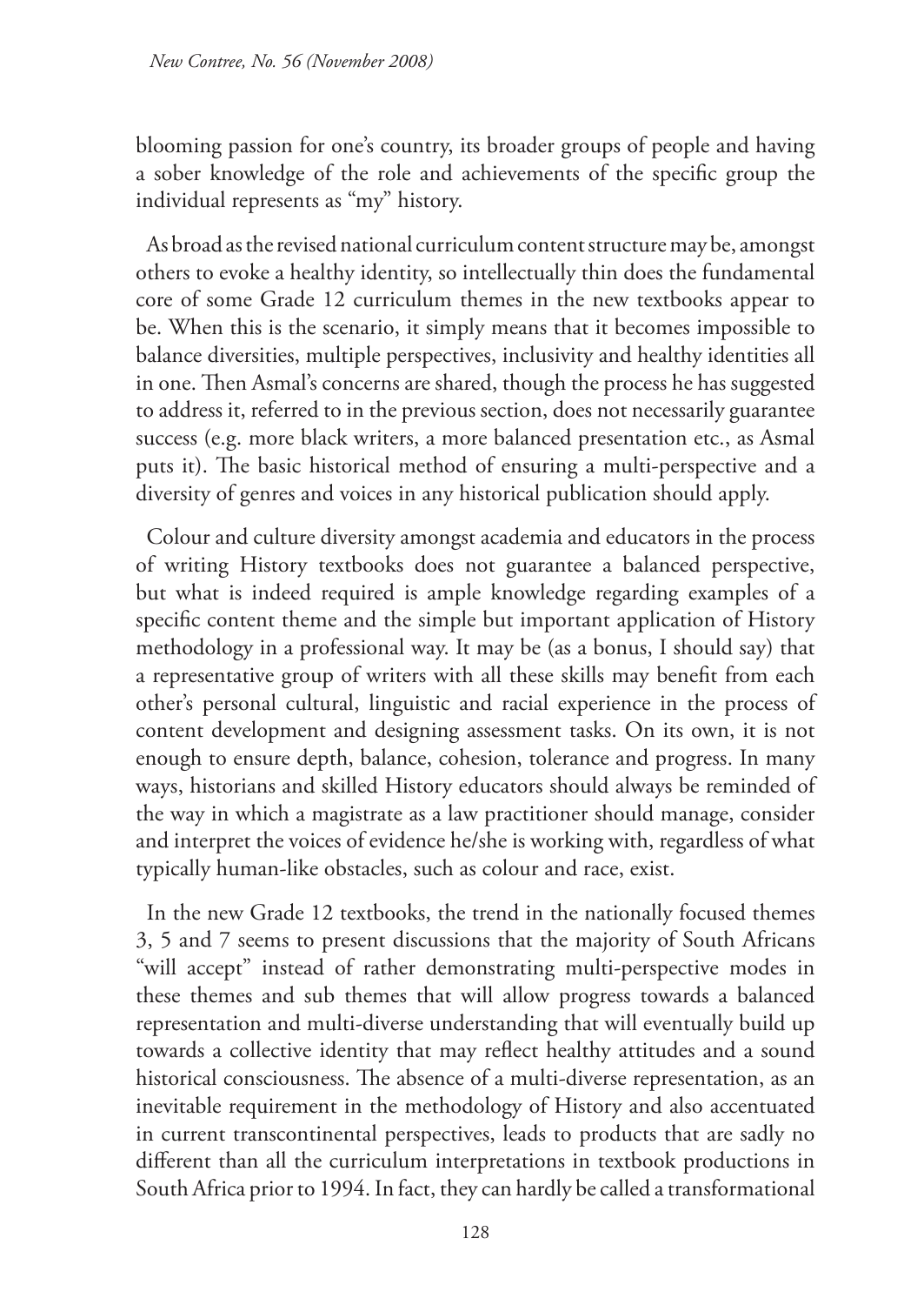blooming passion for one's country, its broader groups of people and having a sober knowledge of the role and achievements of the specific group the individual represents as "my" history.

As broad as the revised national curriculum content structure may be, amongst others to evoke a healthy identity, so intellectually thin does the fundamental core of some Grade 12 curriculum themes in the new textbooks appear to be. When this is the scenario, it simply means that it becomes impossible to balance diversities, multiple perspectives, inclusivity and healthy identities all in one. Then Asmal's concerns are shared, though the process he has suggested to address it, referred to in the previous section, does not necessarily guarantee success (e.g. more black writers, a more balanced presentation etc., as Asmal puts it). The basic historical method of ensuring a multi-perspective and a diversity of genres and voices in any historical publication should apply.

Colour and culture diversity amongst academia and educators in the process of writing History textbooks does not guarantee a balanced perspective, but what is indeed required is ample knowledge regarding examples of a specific content theme and the simple but important application of History methodology in a professional way. It may be (as a bonus, I should say) that a representative group of writers with all these skills may benefit from each other's personal cultural, linguistic and racial experience in the process of content development and designing assessment tasks. On its own, it is not enough to ensure depth, balance, cohesion, tolerance and progress. In many ways, historians and skilled History educators should always be reminded of the way in which a magistrate as a law practitioner should manage, consider and interpret the voices of evidence he/she is working with, regardless of what typically human-like obstacles, such as colour and race, exist.

In the new Grade 12 textbooks, the trend in the nationally focused themes 3, 5 and 7 seems to present discussions that the majority of South Africans "will accept" instead of rather demonstrating multi-perspective modes in these themes and sub themes that will allow progress towards a balanced representation and multi-diverse understanding that will eventually build up towards a collective identity that may reflect healthy attitudes and a sound historical consciousness. The absence of a multi-diverse representation, as an inevitable requirement in the methodology of History and also accentuated in current transcontinental perspectives, leads to products that are sadly no different than all the curriculum interpretations in textbook productions in South Africa prior to 1994. In fact, they can hardly be called a transformational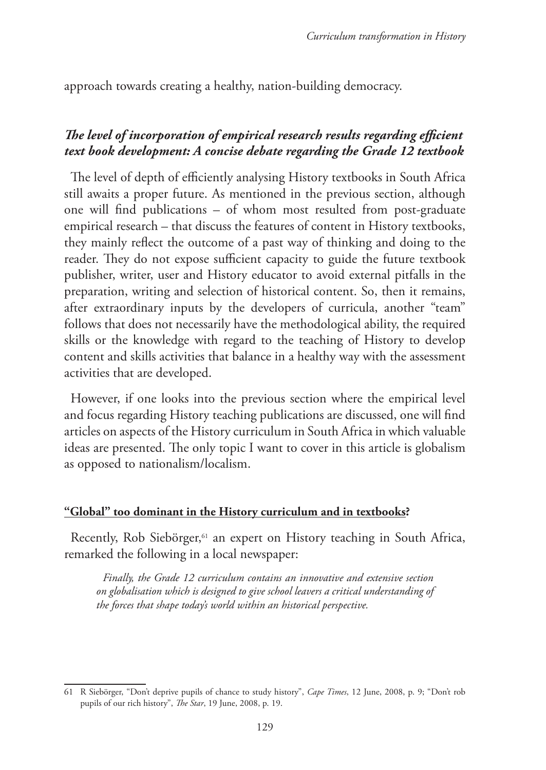approach towards creating a healthy, nation-building democracy.

### ***The level of incorporation of empirical research results regarding efficient text book development: A concise debate regarding the Grade 12 textbook***

The level of depth of efficiently analysing History textbooks in South Africa still awaits a proper future. As mentioned in the previous section, although one will find publications – of whom most resulted from post-graduate empirical research – that discuss the features of content in History textbooks, they mainly reflect the outcome of a past way of thinking and doing to the reader. They do not expose sufficient capacity to guide the future textbook publisher, writer, user and History educator to avoid external pitfalls in the preparation, writing and selection of historical content. So, then it remains, after extraordinary inputs by the developers of curricula, another "team" follows that does not necessarily have the methodological ability, the required skills or the knowledge with regard to the teaching of History to develop content and skills activities that balance in a healthy way with the assessment activities that are developed.

However, if one looks into the previous section where the empirical level and focus regarding History teaching publications are discussed, one will find articles on aspects of the History curriculum in South Africa in which valuable ideas are presented. The only topic I want to cover in this article is globalism as opposed to nationalism/localism.

#### **"Global" too dominant in the History curriculum and in textbooks?**

Recently, Rob Siebörger,[61] an expert on History teaching in South Africa, remarked the following in a local newspaper:

> *Finally, the Grade 12 curriculum contains an innovative and extensive section on globalisation which is designed to give school leavers a critical understanding of the forces that shape today's world within an historical perspective.*

---

61 R Siebörger, "Don't deprive pupils of chance to study history", *Cape Times*, 12 June, 2008, p. 9; "Don't rob pupils of our rich history", *The Star*, 19 June, 2008, p. 19.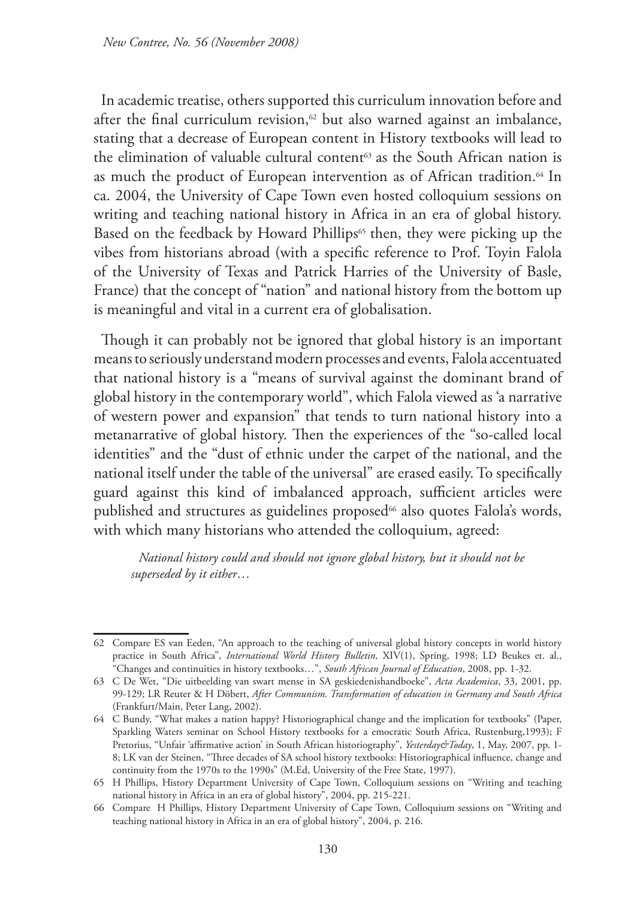In academic treatise, others supported this curriculum innovation before and after the final curriculum revision,[62] but also warned against an imbalance, stating that a decrease of European content in History textbooks will lead to the elimination of valuable cultural content[63] as the South African nation is as much the product of European intervention as of African tradition.[64] In ca. 2004, the University of Cape Town even hosted colloquium sessions on writing and teaching national history in Africa in an era of global history. Based on the feedback by Howard Phillips[65] then, they were picking up the vibes from historians abroad (with a specific reference to Prof. Toyin Falola of the University of Texas and Patrick Harries of the University of Basle, France) that the concept of "nation" and national history from the bottom up is meaningful and vital in a current era of globalisation.

Though it can probably not be ignored that global history is an important means to seriously understand modern processes and events, Falola accentuated that national history is a "means of survival against the dominant brand of global history in the contemporary world", which Falola viewed as 'a narrative of western power and expansion" that tends to turn national history into a metanarrative of global history. Then the experiences of the "so-called local identities" and the "dust of ethnic under the carpet of the national, and the national itself under the table of the universal" are erased easily. To specifically guard against this kind of imbalanced approach, sufficient articles were published and structures as guidelines proposed[66] also quotes Falola's words, with which many historians who attended the colloquium, agreed:

> *National history could and should not ignore global history, but it should not be superseded by it either…*

---

62 Compare ES van Eeden, "An approach to the teaching of universal global history concepts in world history practice in South Africa", *International World History Bulletin,* XIV(1), Spring, 1998; LD Beukes et. al., "Changes and continuities in history textbooks…", *South African Journal of Education*, 2008, pp. 1-32.

63 C De Wet, "Die uitbeelding van swart mense in SA geskiedenishandboeke", *Acta Academica*, 33, 2001, pp. 99-129; LR Reuter & H Döbert, *After Communism. Transformation of education in Germany and South Africa* (Frankfurt/Main, Peter Lang, 2002).

64 C Bundy, "What makes a nation happy? Historiographical change and the implication for textbooks" (Paper, Sparkling Waters seminar on School History textbooks for a emocratic South Africa, Rustenburg,1993); F Pretorius, "Unfair 'affirmative action' in South African historiography", *Yesterday&Today*, 1, May, 2007, pp. 1-8; LK van der Steinen, "Three decades of SA school history textbooks: Historiographical influence, change and continuity from the 1970s to the 1990s" (M.Ed, University of the Free State, 1997).

65 H Phillips, History Department University of Cape Town, Colloquium sessions on "Writing and teaching national history in Africa in an era of global history", 2004, pp. 215-221.

66 Compare H Phillips, History Department University of Cape Town, Colloquium sessions on "Writing and teaching national history in Africa in an era of global history", 2004, p. 216.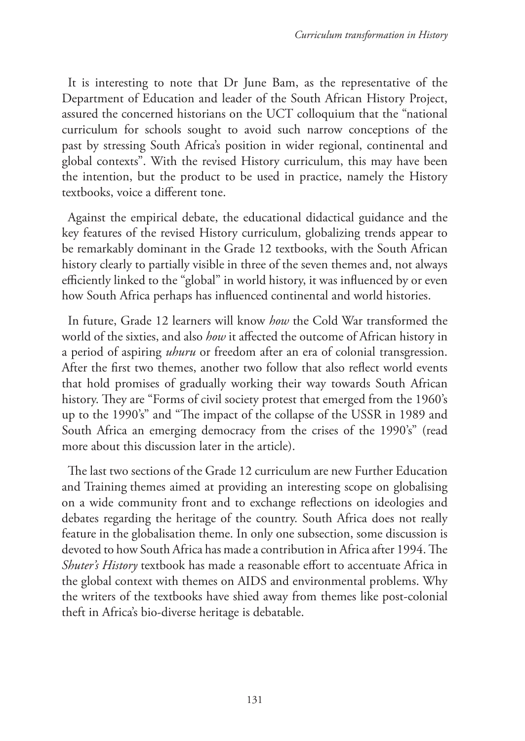It is interesting to note that Dr June Bam, as the representative of the Department of Education and leader of the South African History Project, assured the concerned historians on the UCT colloquium that the "national curriculum for schools sought to avoid such narrow conceptions of the past by stressing South Africa's position in wider regional, continental and global contexts". With the revised History curriculum, this may have been the intention, but the product to be used in practice, namely the History textbooks, voice a different tone.

Against the empirical debate, the educational didactical guidance and the key features of the revised History curriculum, globalizing trends appear to be remarkably dominant in the Grade 12 textbooks, with the South African history clearly to partially visible in three of the seven themes and, not always efficiently linked to the "global" in world history, it was influenced by or even how South Africa perhaps has influenced continental and world histories.

In future, Grade 12 learners will know *how* the Cold War transformed the world of the sixties, and also *how* it affected the outcome of African history in a period of aspiring *uhuru* or freedom after an era of colonial transgression. After the first two themes, another two follow that also reflect world events that hold promises of gradually working their way towards South African history. They are "Forms of civil society protest that emerged from the 1960's up to the 1990's" and "The impact of the collapse of the USSR in 1989 and South Africa an emerging democracy from the crises of the 1990's" (read more about this discussion later in the article).

The last two sections of the Grade 12 curriculum are new Further Education and Training themes aimed at providing an interesting scope on globalising on a wide community front and to exchange reflections on ideologies and debates regarding the heritage of the country. South Africa does not really feature in the globalisation theme. In only one subsection, some discussion is devoted to how South Africa has made a contribution in Africa after 1994. The *Shuter's History* textbook has made a reasonable effort to accentuate Africa in the global context with themes on AIDS and environmental problems. Why the writers of the textbooks have shied away from themes like post-colonial theft in Africa's bio-diverse heritage is debatable.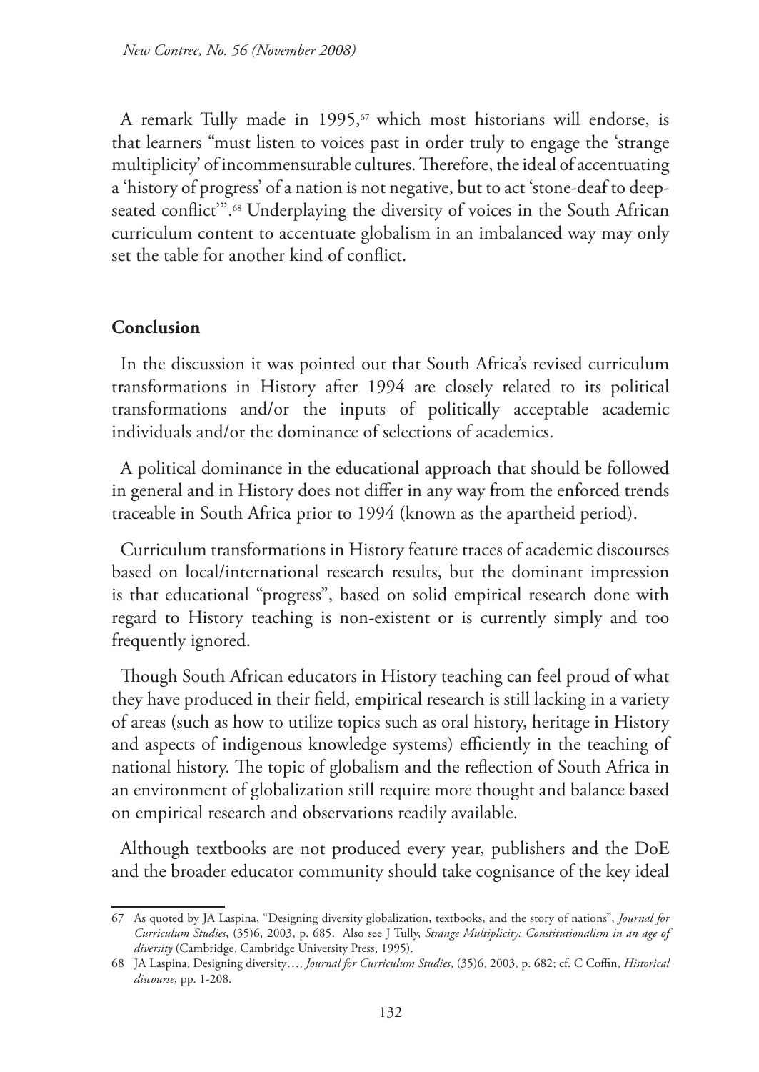A remark Tully made in 1995,[67] which most historians will endorse, is that learners "must listen to voices past in order truly to engage the 'strange multiplicity' of incommensurable cultures. Therefore, the ideal of accentuating a 'history of progress' of a nation is not negative, but to act 'stone-deaf to deep-seated conflict'".[68] Underplaying the diversity of voices in the South African curriculum content to accentuate globalism in an imbalanced way may only set the table for another kind of conflict.

## Conclusion

In the discussion it was pointed out that South Africa's revised curriculum transformations in History after 1994 are closely related to its political transformations and/or the inputs of politically acceptable academic individuals and/or the dominance of selections of academics.

A political dominance in the educational approach that should be followed in general and in History does not differ in any way from the enforced trends traceable in South Africa prior to 1994 (known as the apartheid period).

Curriculum transformations in History feature traces of academic discourses based on local/international research results, but the dominant impression is that educational "progress", based on solid empirical research done with regard to History teaching is non-existent or is currently simply and too frequently ignored.

Though South African educators in History teaching can feel proud of what they have produced in their field, empirical research is still lacking in a variety of areas (such as how to utilize topics such as oral history, heritage in History and aspects of indigenous knowledge systems) efficiently in the teaching of national history. The topic of globalism and the reflection of South Africa in an environment of globalization still require more thought and balance based on empirical research and observations readily available.

Although textbooks are not produced every year, publishers and the DoE and the broader educator community should take cognisance of the key ideal

---

67 As quoted by JA Laspina, "Designing diversity globalization, textbooks, and the story of nations", *Journal for Curriculum Studies*, (35)6, 2003, p. 685. Also see J Tully, *Strange Multiplicity: Constitutionalism in an age of diversity* (Cambridge, Cambridge University Press, 1995).

68 JA Laspina, Designing diversity…, *Journal for Curriculum Studies*, (35)6, 2003, p. 682; cf. C Coffin, *Historical discourse,* pp. 1-208.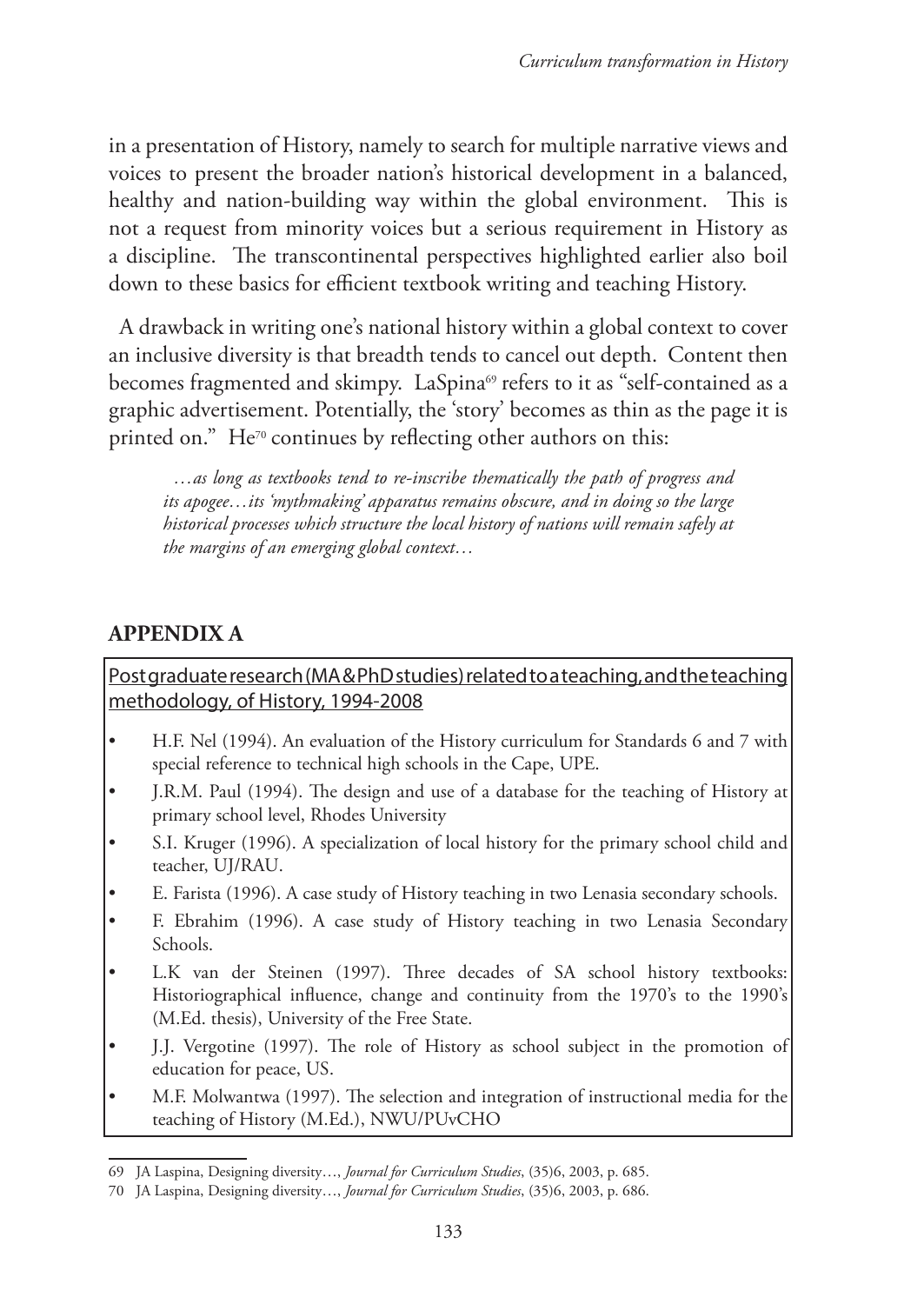in a presentation of History, namely to search for multiple narrative views and voices to present the broader nation's historical development in a balanced, healthy and nation-building way within the global environment. This is not a request from minority voices but a serious requirement in History as a discipline. The transcontinental perspectives highlighted earlier also boil down to these basics for efficient textbook writing and teaching History.

A drawback in writing one's national history within a global context to cover an inclusive diversity is that breadth tends to cancel out depth. Content then becomes fragmented and skimpy. LaSpina[69] refers to it as "self-contained as a graphic advertisement. Potentially, the 'story' becomes as thin as the page it is printed on." He[70] continues by reflecting other authors on this:

> *…as long as textbooks tend to re-inscribe thematically the path of progress and its apogee…its 'mythmaking' apparatus remains obscure, and in doing so the large historical processes which structure the local history of nations will remain safely at the margins of an emerging global context…*

## APPENDIX A

Postgraduate research (MA & PhD studies) related to a teaching, and the teaching methodology, of History, 1994-2008

- H.F. Nel (1994). An evaluation of the History curriculum for Standards 6 and 7 with special reference to technical high schools in the Cape, UPE.
- J.R.M. Paul (1994). The design and use of a database for the teaching of History at primary school level, Rhodes University
- S.I. Kruger (1996). A specialization of local history for the primary school child and teacher, UJ/RAU.
- E. Farista (1996). A case study of History teaching in two Lenasia secondary schools.
- F. Ebrahim (1996). A case study of History teaching in two Lenasia Secondary Schools.
- L.K van der Steinen (1997). Three decades of SA school history textbooks: Historiographical influence, change and continuity from the 1970's to the 1990's (M.Ed. thesis), University of the Free State.
- J.J. Vergotine (1997). The role of History as school subject in the promotion of education for peace, US.
- M.F. Molwantwa (1997). The selection and integration of instructional media for the teaching of History (M.Ed.), NWU/PUvCHO

---

69 JA Laspina, Designing diversity…, *Journal for Curriculum Studies*, (35)6, 2003, p. 685.

70 JA Laspina, Designing diversity…, *Journal for Curriculum Studies*, (35)6, 2003, p. 686.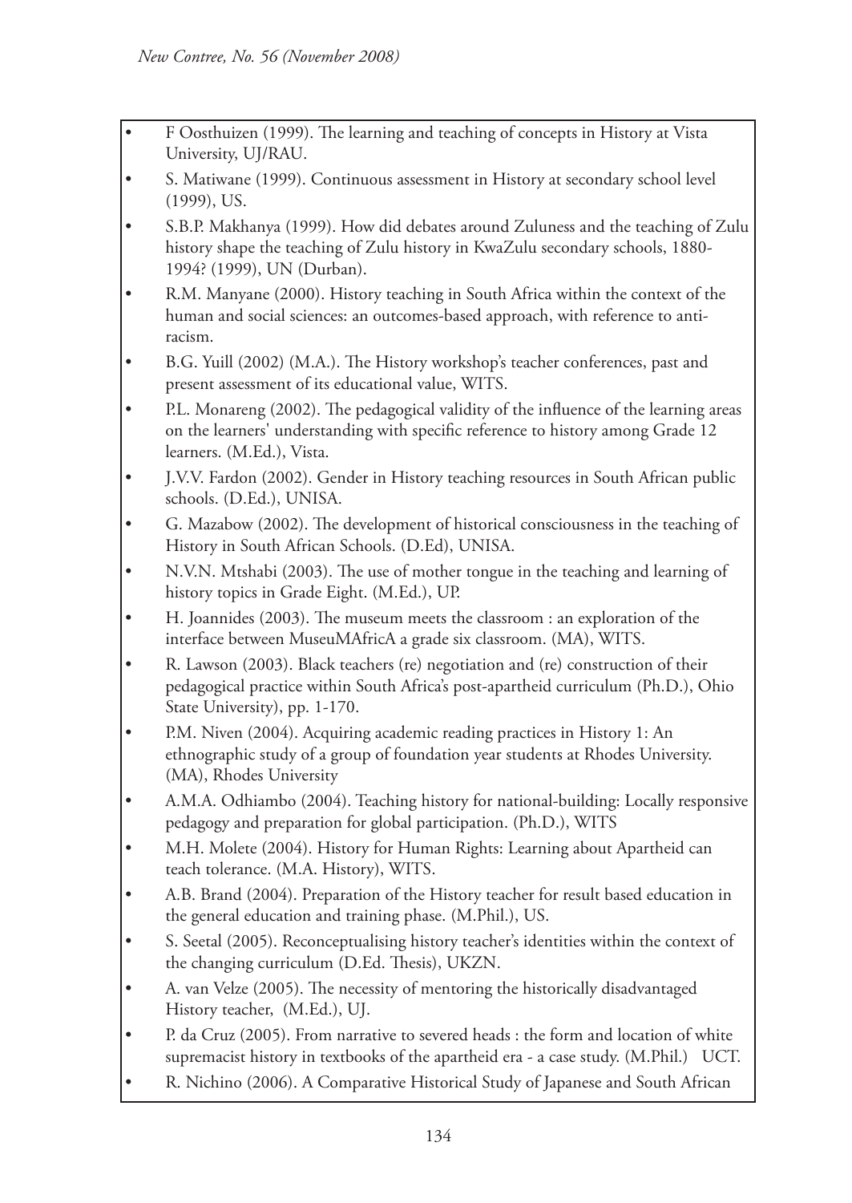- F Oosthuizen (1999). The learning and teaching of concepts in History at Vista University, UJ/RAU.
- S. Matiwane (1999). Continuous assessment in History at secondary school level (1999), US.
- S.B.P. Makhanya (1999). How did debates around Zuluness and the teaching of Zulu history shape the teaching of Zulu history in KwaZulu secondary schools, 1880-1994? (1999), UN (Durban).
- R.M. Manyane (2000). History teaching in South Africa within the context of the human and social sciences: an outcomes-based approach, with reference to anti-racism.
- B.G. Yuill (2002) (M.A.). The History workshop's teacher conferences, past and present assessment of its educational value, WITS.
- P.L. Monareng (2002). The pedagogical validity of the influence of the learning areas on the learners' understanding with specific reference to history among Grade 12 learners. (M.Ed.), Vista.
- J.V.V. Fardon (2002). Gender in History teaching resources in South African public schools. (D.Ed.), UNISA.
- G. Mazabow (2002). The development of historical consciousness in the teaching of History in South African Schools. (D.Ed), UNISA.
- N.V.N. Mtshabi (2003). The use of mother tongue in the teaching and learning of history topics in Grade Eight. (M.Ed.), UP.
- H. Joannides (2003). The museum meets the classroom : an exploration of the interface between MuseuMAfricA a grade six classroom. (MA), WITS.
- R. Lawson (2003). Black teachers (re) negotiation and (re) construction of their pedagogical practice within South Africa's post-apartheid curriculum (Ph.D.), Ohio State University), pp. 1-170.
- P.M. Niven (2004). Acquiring academic reading practices in History 1: An ethnographic study of a group of foundation year students at Rhodes University. (MA), Rhodes University
- A.M.A. Odhiambo (2004). Teaching history for national-building: Locally responsive pedagogy and preparation for global participation. (Ph.D.), WITS
- M.H. Molete (2004). History for Human Rights: Learning about Apartheid can teach tolerance. (M.A. History), WITS.
- A.B. Brand (2004). Preparation of the History teacher for result based education in the general education and training phase. (M.Phil.), US.
- S. Seetal (2005). Reconceptualising history teacher's identities within the context of the changing curriculum (D.Ed. Thesis), UKZN.
- A. van Velze (2005). The necessity of mentoring the historically disadvantaged History teacher, (M.Ed.), UJ.
- P. da Cruz (2005). From narrative to severed heads : the form and location of white supremacist history in textbooks of the apartheid era - a case study. (M.Phil.) UCT.
- R. Nichino (2006). A Comparative Historical Study of Japanese and South African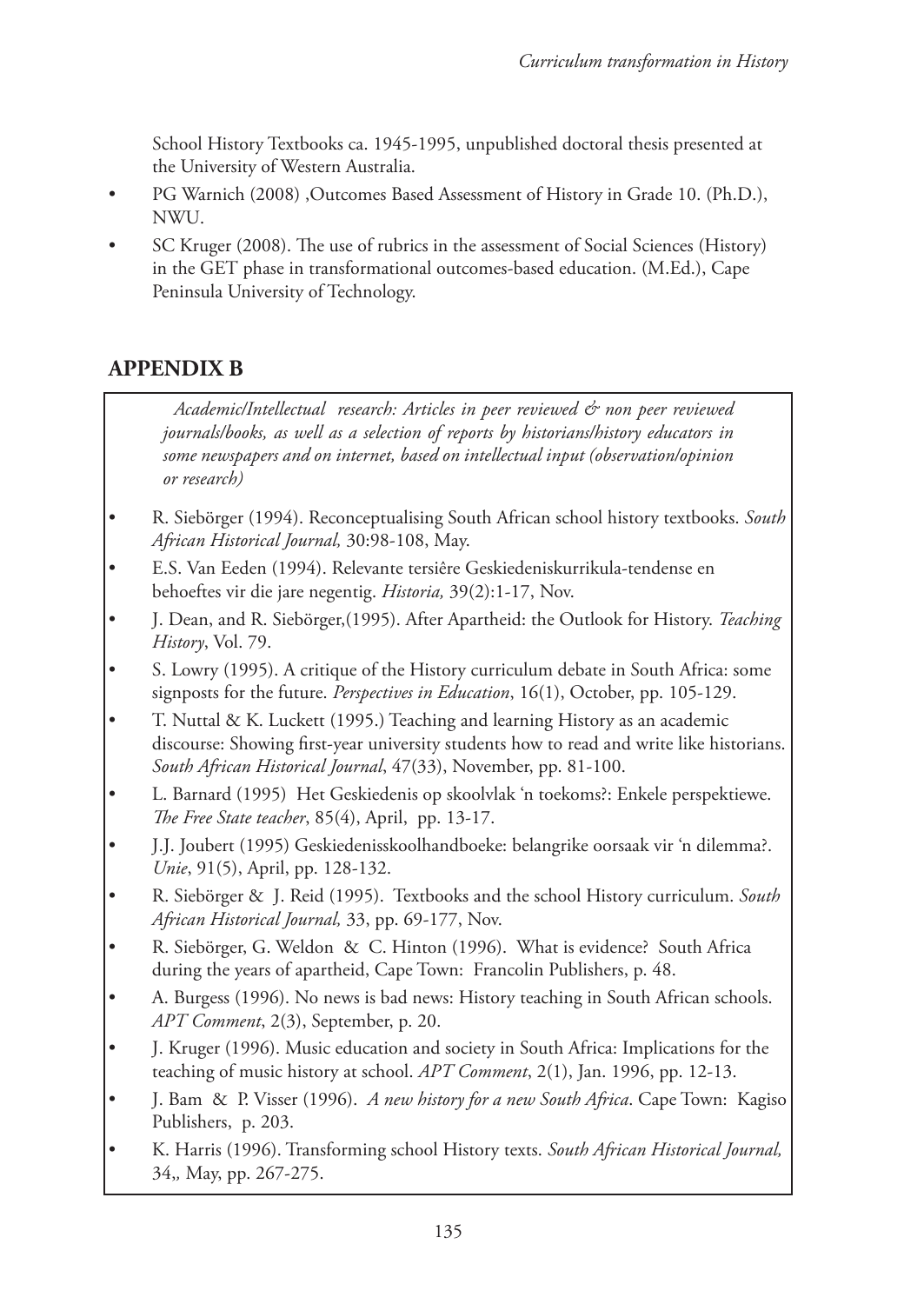School History Textbooks ca. 1945-1995, unpublished doctoral thesis presented at the University of Western Australia.

- PG Warnich (2008) ,Outcomes Based Assessment of History in Grade 10. (Ph.D.), NWU.
- SC Kruger (2008). The use of rubrics in the assessment of Social Sciences (History) in the GET phase in transformational outcomes-based education. (M.Ed.), Cape Peninsula University of Technology.

## APPENDIX B

*Academic/Intellectual research: Articles in peer reviewed & non peer reviewed journals/books, as well as a selection of reports by historians/history educators in some newspapers and on internet, based on intellectual input (observation/opinion or research)*

- R. Siebörger (1994). Reconceptualising South African school history textbooks. *South African Historical Journal,* 30:98-108, May.
- E.S. Van Eeden (1994). Relevante tersiêre Geskiedeniskurrikula-tendense en behoeftes vir die jare negentig. *Historia,* 39(2):1-17, Nov.
- J. Dean, and R. Siebörger,(1995). After Apartheid: the Outlook for History. *Teaching History*, Vol. 79.
- S. Lowry (1995). A critique of the History curriculum debate in South Africa: some signposts for the future. *Perspectives in Education*, 16(1), October, pp. 105-129.
- T. Nuttal & K. Luckett (1995.) Teaching and learning History as an academic discourse: Showing first-year university students how to read and write like historians. *South African Historical Journal*, 47(33), November, pp. 81-100.
- L. Barnard (1995) Het Geskiedenis op skoolvlak 'n toekoms?: Enkele perspektiewe. *The Free State teacher*, 85(4), April, pp. 13-17.
- J.J. Joubert (1995) Geskiedenisskoolhandboeke: belangrike oorsaak vir 'n dilemma?. *Unie*, 91(5), April, pp. 128-132.
- R. Siebörger & J. Reid (1995). Textbooks and the school History curriculum. *South African Historical Journal,* 33, pp. 69-177, Nov.
- R. Siebörger, G. Weldon & C. Hinton (1996). What is evidence? South Africa during the years of apartheid, Cape Town: Francolin Publishers, p. 48.
- A. Burgess (1996). No news is bad news: History teaching in South African schools. *APT Comment*, 2(3), September, p. 20.
- J. Kruger (1996). Music education and society in South Africa: Implications for the teaching of music history at school. *APT Comment*, 2(1), Jan. 1996, pp. 12-13.
- J. Bam & P. Visser (1996). *A new history for a new South Africa*. Cape Town: Kagiso Publishers, p. 203.
- K. Harris (1996). Transforming school History texts. *South African Historical Journal,* 34,, May, pp. 267-275.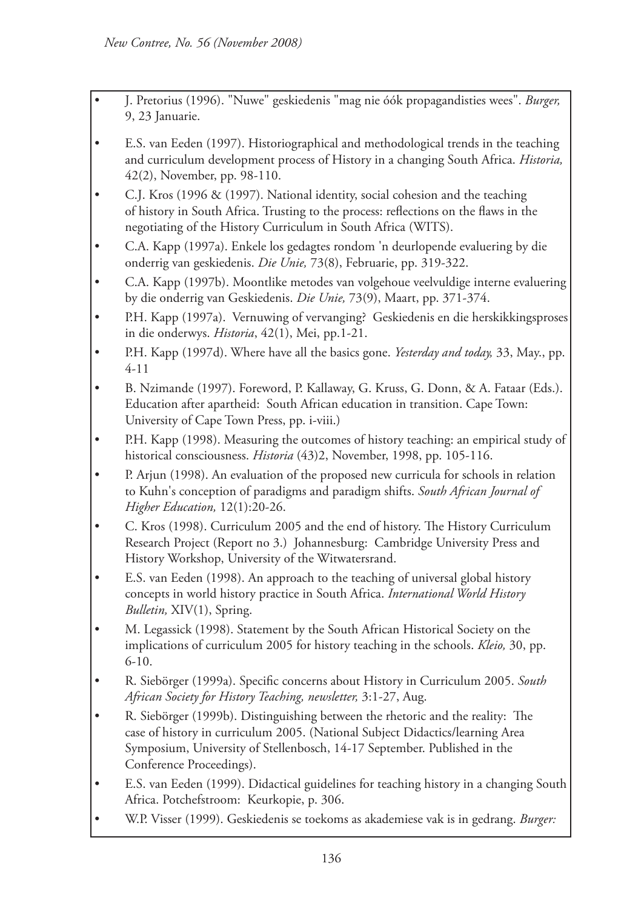- J. Pretorius (1996). "Nuwe" geskiedenis "mag nie óók propagandisties wees". *Burger,* 9, 23 Januarie.
- E.S. van Eeden (1997). Historiographical and methodological trends in the teaching and curriculum development process of History in a changing South Africa. *Historia,* 42(2), November, pp. 98-110.
- C.J. Kros (1996 & (1997). National identity, social cohesion and the teaching of history in South Africa. Trusting to the process: reflections on the flaws in the negotiating of the History Curriculum in South Africa (WITS).
- C.A. Kapp (1997a). Enkele los gedagtes rondom 'n deurlopende evaluering by die onderrig van geskiedenis. *Die Unie,* 73(8), Februarie, pp. 319-322.
- C.A. Kapp (1997b). Moontlike metodes van volgehoue veelvuldige interne evaluering by die onderrig van Geskiedenis. *Die Unie,* 73(9), Maart, pp. 371-374.
- P.H. Kapp (1997a). Vernuwing of vervanging? Geskiedenis en die herskikkingsproses in die onderwys. *Historia*, 42(1), Mei, pp.1-21.
- P.H. Kapp (1997d). Where have all the basics gone. *Yesterday and today,* 33, May., pp. 4-11
- B. Nzimande (1997). Foreword, P. Kallaway, G. Kruss, G. Donn, & A. Fataar (Eds.). Education after apartheid: South African education in transition. Cape Town: University of Cape Town Press, pp. i-viii.)
- P.H. Kapp (1998). Measuring the outcomes of history teaching: an empirical study of historical consciousness. *Historia* (43)2, November, 1998, pp. 105-116.
- P. Arjun (1998). An evaluation of the proposed new curricula for schools in relation to Kuhn's conception of paradigms and paradigm shifts. *South African Journal of Higher Education,* 12(1):20-26.
- C. Kros (1998). Curriculum 2005 and the end of history. The History Curriculum Research Project (Report no 3.) Johannesburg: Cambridge University Press and History Workshop, University of the Witwatersrand.
- E.S. van Eeden (1998). An approach to the teaching of universal global history concepts in world history practice in South Africa. *International World History Bulletin,* XIV(1), Spring.
- M. Legassick (1998). Statement by the South African Historical Society on the implications of curriculum 2005 for history teaching in the schools. *Kleio,* 30, pp. 6-10.
- R. Siebörger (1999a). Specific concerns about History in Curriculum 2005. *South African Society for History Teaching, newsletter,* 3:1-27, Aug.
- R. Siebörger (1999b). Distinguishing between the rhetoric and the reality: The case of history in curriculum 2005. (National Subject Didactics/learning Area Symposium, University of Stellenbosch, 14-17 September. Published in the Conference Proceedings).
- E.S. van Eeden (1999). Didactical guidelines for teaching history in a changing South Africa. Potchefstroom: Keurkopie, p. 306.
- W.P. Visser (1999). Geskiedenis se toekoms as akademiese vak is in gedrang. *Burger:*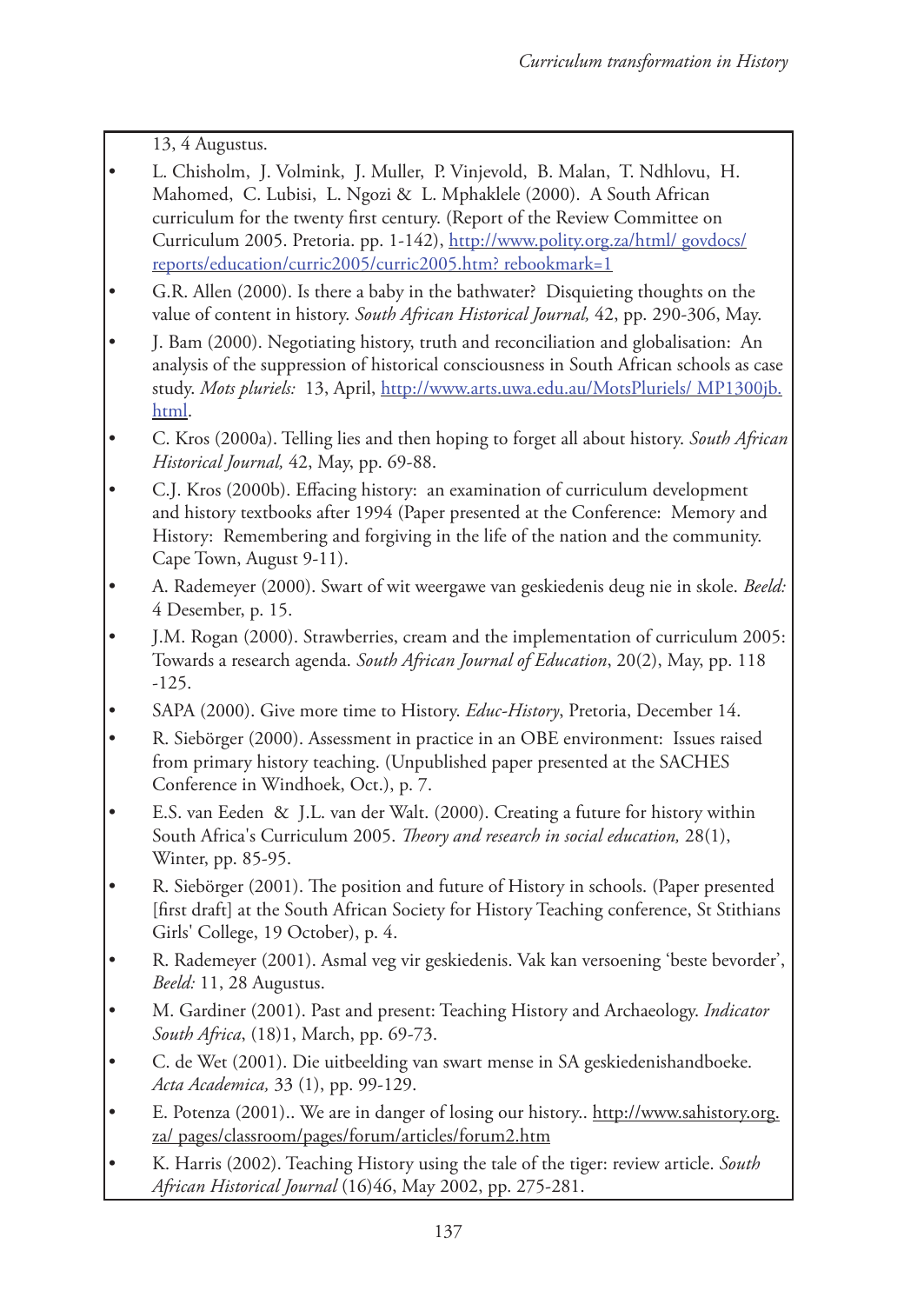13, 4 Augustus.

- L. Chisholm, J. Volmink, J. Muller, P. Vinjevold, B. Malan, T. Ndhlovu, H. Mahomed, C. Lubisi, L. Ngozi & L. Mphaklele (2000). A South African curriculum for the twenty first century. (Report of the Review Committee on Curriculum 2005. Pretoria. pp. 1-142), http://www.polity.org.za/html/ govdocs/ reports/education/curric2005/curric2005.htm? rebookmark=1
- G.R. Allen (2000). Is there a baby in the bathwater? Disquieting thoughts on the value of content in history. *South African Historical Journal,* 42, pp. 290-306, May.
- J. Bam (2000). Negotiating history, truth and reconciliation and globalisation: An analysis of the suppression of historical consciousness in South African schools as case study. *Mots pluriels:* 13, April, http://www.arts.uwa.edu.au/MotsPluriels/ MP1300jb. html.
- C. Kros (2000a). Telling lies and then hoping to forget all about history. *South African Historical Journal,* 42, May, pp. 69-88.
- C.J. Kros (2000b). Effacing history: an examination of curriculum development and history textbooks after 1994 (Paper presented at the Conference: Memory and History: Remembering and forgiving in the life of the nation and the community. Cape Town, August 9-11).
- A. Rademeyer (2000). Swart of wit weergawe van geskiedenis deug nie in skole. *Beeld:* 4 Desember, p. 15.
- J.M. Rogan (2000). Strawberries, cream and the implementation of curriculum 2005: Towards a research agenda. *South African Journal of Education*, 20(2), May, pp. 118 -125.
- SAPA (2000). Give more time to History. *Educ-History*, Pretoria, December 14.
- R. Siebörger (2000). Assessment in practice in an OBE environment: Issues raised from primary history teaching. (Unpublished paper presented at the SACHES Conference in Windhoek, Oct.), p. 7.
- E.S. van Eeden & J.L. van der Walt. (2000). Creating a future for history within South Africa's Curriculum 2005. *Theory and research in social education,* 28(1), Winter, pp. 85-95.
- R. Siebörger (2001). The position and future of History in schools. (Paper presented [first draft] at the South African Society for History Teaching conference, St Stithians Girls' College, 19 October), p. 4.
- R. Rademeyer (2001). Asmal veg vir geskiedenis. Vak kan versoening 'beste bevorder', *Beeld:* 11, 28 Augustus.
- M. Gardiner (2001). Past and present: Teaching History and Archaeology. *Indicator South Africa*, (18)1, March, pp. 69-73.
- C. de Wet (2001). Die uitbeelding van swart mense in SA geskiedenishandboeke. *Acta Academica,* 33 (1), pp. 99-129.
- E. Potenza (2001).. We are in danger of losing our history.. http://www.sahistory.org. za/ pages/classroom/pages/forum/articles/forum2.htm
- K. Harris (2002). Teaching History using the tale of the tiger: review article. *South African Historical Journal* (16)46, May 2002, pp. 275-281.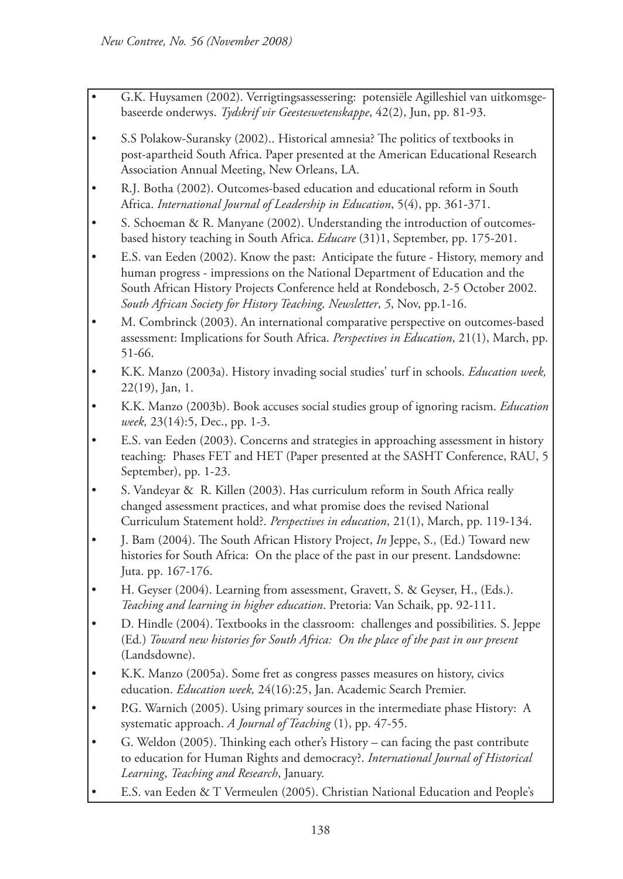- G.K. Huysamen (2002). Verrigtingsassessering: potensiële Agilleshiel van uitkomsgebaseerde onderwys. *Tydskrif vir Geesteswetenskappe*, 42(2), Jun, pp. 81-93.
- S.S Polakow-Suransky (2002).. Historical amnesia? The politics of textbooks in post-apartheid South Africa. Paper presented at the American Educational Research Association Annual Meeting, New Orleans, LA.
- R.J. Botha (2002). Outcomes-based education and educational reform in South Africa. *International Journal of Leadership in Education*, 5(4), pp. 361-371.
- S. Schoeman & R. Manyane (2002). Understanding the introduction of outcomes-based history teaching in South Africa. *Educare* (31)1, September, pp. 175-201.
- E.S. van Eeden (2002). Know the past: Anticipate the future - History, memory and human progress - impressions on the National Department of Education and the South African History Projects Conference held at Rondebosch, 2-5 October 2002. *South African Society for History Teaching, Newsletter*, *5*, Nov, pp.1-16.
- M. Combrinck (2003). An international comparative perspective on outcomes-based assessment: Implications for South Africa. *Perspectives in Education*, 21(1), March, pp. 51-66.
- K.K. Manzo (2003a). History invading social studies' turf in schools. *Education week,* 22(19), Jan, 1.
- K.K. Manzo (2003b). Book accuses social studies group of ignoring racism. *Education week,* 23(14):5, Dec., pp. 1-3.
- E.S. van Eeden (2003). Concerns and strategies in approaching assessment in history teaching: Phases FET and HET (Paper presented at the SASHT Conference, RAU, 5 September), pp. 1-23.
- S. Vandeyar & R. Killen (2003). Has curriculum reform in South Africa really changed assessment practices, and what promise does the revised National Curriculum Statement hold?. *Perspectives in education*, 21(1), March, pp. 119-134.
- J. Bam (2004). The South African History Project, *In* Jeppe, S., (Ed.) Toward new histories for South Africa: On the place of the past in our present. Landsdowne: Juta. pp. 167-176.
- H. Geyser (2004). Learning from assessment, Gravett, S. & Geyser, H., (Eds.). *Teaching and learning in higher education*. Pretoria: Van Schaik, pp. 92-111.
- D. Hindle (2004). Textbooks in the classroom: challenges and possibilities. S. Jeppe (Ed.) *Toward new histories for South Africa: On the place of the past in our present* (Landsdowne).
- K.K. Manzo (2005a). Some fret as congress passes measures on history, civics education. *Education week,* 24(16):25, Jan. Academic Search Premier.
- P.G. Warnich (2005). Using primary sources in the intermediate phase History: A systematic approach. *A Journal of Teaching* (1), pp. 47-55.
- G. Weldon (2005). Thinking each other's History – can facing the past contribute to education for Human Rights and democracy?. *International Journal of Historical Learning*, *Teaching and Research*, January.
- E.S. van Eeden & T Vermeulen (2005). Christian National Education and People's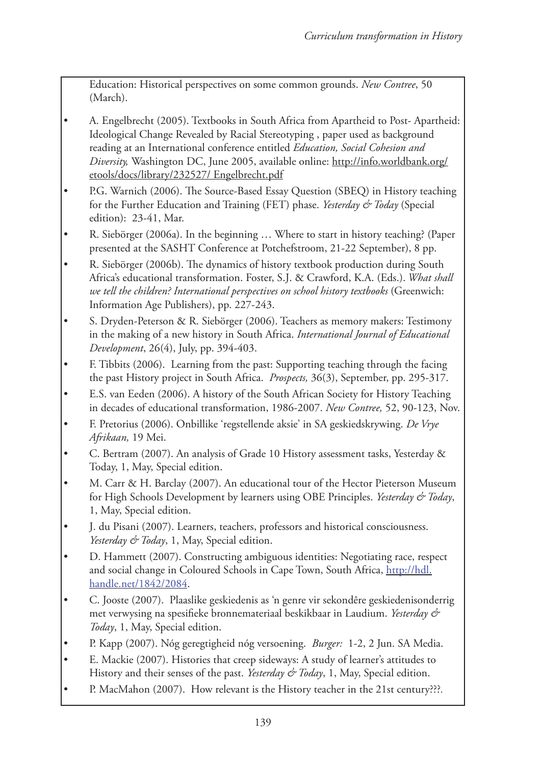Education: Historical perspectives on some common grounds. *New Contree*, 50 (March).

- A. Engelbrecht (2005). Textbooks in South Africa from Apartheid to Post- Apartheid: Ideological Change Revealed by Racial Stereotyping , paper used as background reading at an International conference entitled *Education, Social Cohesion and Diversity,* Washington DC, June 2005, available online: http://info.worldbank.org/etools/docs/library/232527/ Engelbrecht.pdf
- P.G. Warnich (2006). The Source-Based Essay Question (SBEQ) in History teaching for the Further Education and Training (FET) phase. *Yesterday & Today* (Special edition): 23-41, Mar.
- R. Siebörger (2006a). In the beginning … Where to start in history teaching? (Paper presented at the SASHT Conference at Potchefstroom, 21-22 September), 8 pp.
- R. Siebörger (2006b). The dynamics of history textbook production during South Africa's educational transformation. Foster, S.J. & Crawford, K.A. (Eds.). *What shall we tell the children? International perspectives on school history textbooks* (Greenwich: Information Age Publishers), pp. 227-243.
- S. Dryden-Peterson & R. Siebörger (2006). Teachers as memory makers: Testimony in the making of a new history in South Africa. *International Journal of Educational Development*, 26(4), July, pp. 394-403.
- F. Tibbits (2006). Learning from the past: Supporting teaching through the facing the past History project in South Africa. *Prospects,* 36(3), September, pp. 295-317.
- E.S. van Eeden (2006). A history of the South African Society for History Teaching in decades of educational transformation, 1986-2007. *New Contree,* 52, 90-123, Nov.
- F. Pretorius (2006). Onbillike 'regstellende aksie' in SA geskiedskrywing. *De Vrye Afrikaan,* 19 Mei.
- C. Bertram (2007). An analysis of Grade 10 History assessment tasks, Yesterday & Today, 1, May, Special edition.
- M. Carr & H. Barclay (2007). An educational tour of the Hector Pieterson Museum for High Schools Development by learners using OBE Principles. *Yesterday & Today*, 1, May, Special edition.
- J. du Pisani (2007). Learners, teachers, professors and historical consciousness. *Yesterday & Today*, 1, May, Special edition.
- D. Hammett (2007). Constructing ambiguous identities: Negotiating race, respect and social change in Coloured Schools in Cape Town, South Africa, http://hdl.handle.net/1842/2084.
- C. Jooste (2007). Plaaslike geskiedenis as 'n genre vir sekondêre geskiedenisonderrig met verwysing na spesifieke bronnemateriaal beskikbaar in Laudium. *Yesterday & Today*, 1, May, Special edition.
- P. Kapp (2007). Nóg geregtigheid nóg versoening. *Burger:* 1-2, 2 Jun. SA Media.
- E. Mackie (2007). Histories that creep sideways: A study of learner's attitudes to History and their senses of the past. *Yesterday & Today*, 1, May, Special edition.
- P. MacMahon (2007). How relevant is the History teacher in the 21st century???.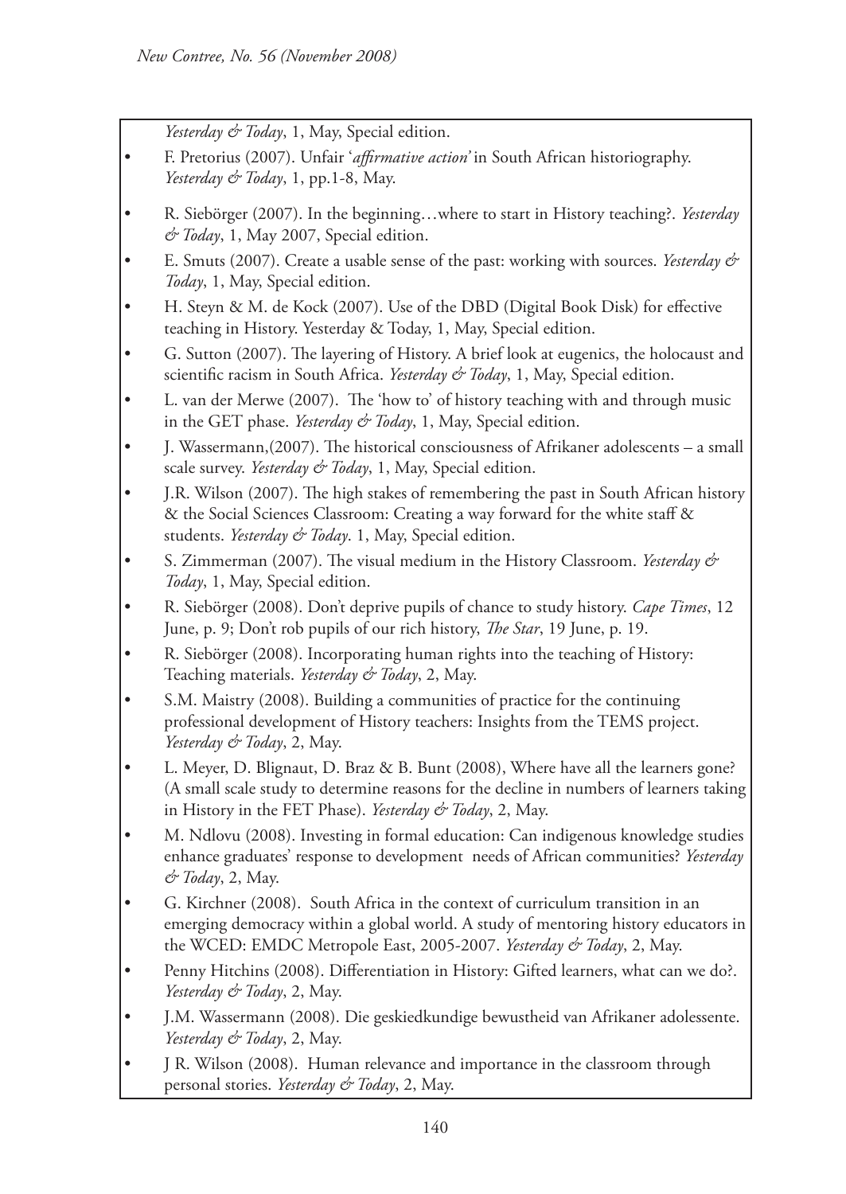*Yesterday & Today*, 1, May, Special edition.

- F. Pretorius (2007). Unfair '*affirmative action*' in South African historiography. *Yesterday & Today*, 1, pp.1-8, May.
- R. Siebörger (2007). In the beginning…where to start in History teaching?. *Yesterday & Today*, 1, May 2007, Special edition.
- E. Smuts (2007). Create a usable sense of the past: working with sources. *Yesterday & Today*, 1, May, Special edition.
- H. Steyn & M. de Kock (2007). Use of the DBD (Digital Book Disk) for effective teaching in History. Yesterday & Today, 1, May, Special edition.
- G. Sutton (2007). The layering of History. A brief look at eugenics, the holocaust and scientific racism in South Africa. *Yesterday & Today*, 1, May, Special edition.
- L. van der Merwe (2007). The 'how to' of history teaching with and through music in the GET phase. *Yesterday & Today*, 1, May, Special edition.
- J. Wassermann,(2007). The historical consciousness of Afrikaner adolescents – a small scale survey. *Yesterday & Today*, 1, May, Special edition.
- J.R. Wilson (2007). The high stakes of remembering the past in South African history & the Social Sciences Classroom: Creating a way forward for the white staff & students. *Yesterday & Today*. 1, May, Special edition.
- S. Zimmerman (2007). The visual medium in the History Classroom. *Yesterday & Today*, 1, May, Special edition.
- R. Siebörger (2008). Don't deprive pupils of chance to study history. *Cape Times*, 12 June, p. 9; Don't rob pupils of our rich history, *The Star*, 19 June, p. 19.
- R. Siebörger (2008). Incorporating human rights into the teaching of History: Teaching materials. *Yesterday & Today*, 2, May.
- S.M. Maistry (2008). Building a communities of practice for the continuing professional development of History teachers: Insights from the TEMS project. *Yesterday & Today*, 2, May.
- L. Meyer, D. Blignaut, D. Braz & B. Bunt (2008), Where have all the learners gone? (A small scale study to determine reasons for the decline in numbers of learners taking in History in the FET Phase). *Yesterday & Today*, 2, May.
- M. Ndlovu (2008). Investing in formal education: Can indigenous knowledge studies enhance graduates' response to development needs of African communities? *Yesterday & Today*, 2, May.
- G. Kirchner (2008). South Africa in the context of curriculum transition in an emerging democracy within a global world. A study of mentoring history educators in the WCED: EMDC Metropole East, 2005-2007. *Yesterday & Today*, 2, May.
- Penny Hitchins (2008). Differentiation in History: Gifted learners, what can we do?. *Yesterday & Today*, 2, May.
- J.M. Wassermann (2008). Die geskiedkundige bewustheid van Afrikaner adolessente. *Yesterday & Today*, 2, May.
- J R. Wilson (2008). Human relevance and importance in the classroom through personal stories. *Yesterday & Today*, 2, May.